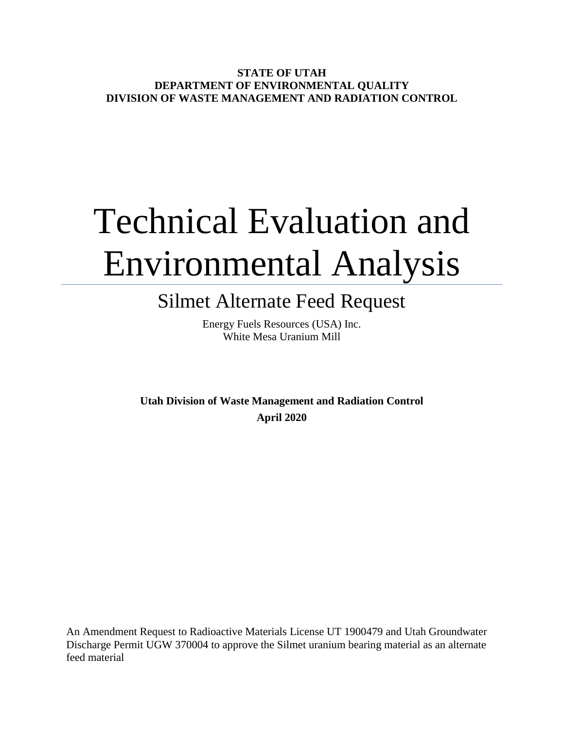**STATE OF UTAH**
**DEPARTMENT OF ENVIRONMENTAL QUALITY**
**DIVISION OF WASTE MANAGEMENT AND RADIATION CONTROL**

# Technical Evaluation and Environmental Analysis

## Silmet Alternate Feed Request

Energy Fuels Resources (USA) Inc.
White Mesa Uranium Mill

**Utah Division of Waste Management and Radiation Control**
**April 2020**

An Amendment Request to Radioactive Materials License UT 1900479 and Utah Groundwater Discharge Permit UGW 370004 to approve the Silmet uranium bearing material as an alternate feed material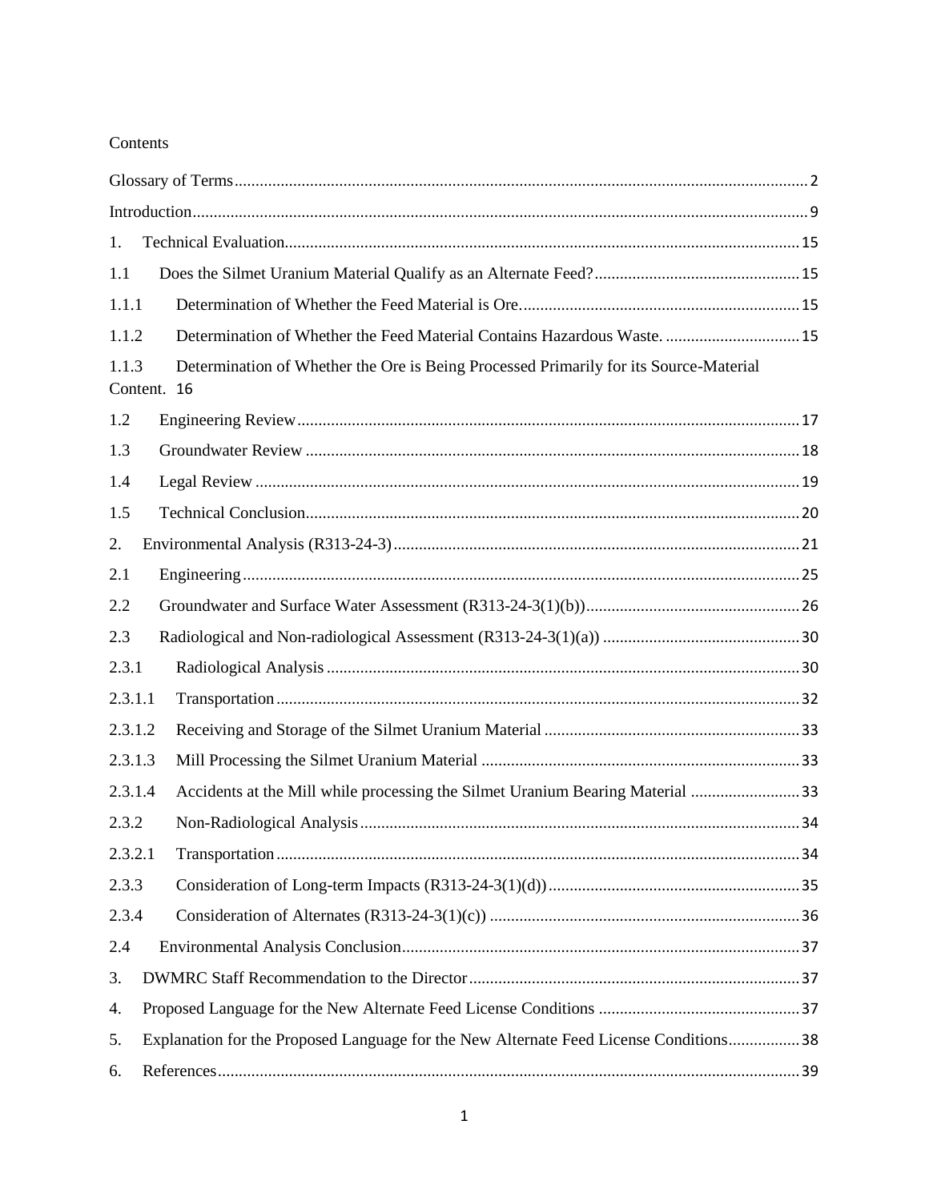Contents

Glossary of Terms....................................................................................................................................2

Introduction..............................................................................................................................................9

1. Technical Evaluation...........................................................................................................................15

1.1 Does the Silmet Uranium Material Qualify as an Alternate Feed?................................................15

1.1.1 Determination of Whether the Feed Material is Ore...................................................................15

1.1.2 Determination of Whether the Feed Material Contains Hazardous Waste. ................................15

1.1.3 Determination of Whether the Ore is Being Processed Primarily for its Source-Material Content. 16

1.2 Engineering Review.......................................................................................................................17

1.3 Groundwater Review .....................................................................................................................18

1.4 Legal Review .................................................................................................................................19

1.5 Technical Conclusion.....................................................................................................................20

2. Environmental Analysis (R313-24-3)................................................................................................21

2.1 Engineering ....................................................................................................................................25

2.2 Groundwater and Surface Water Assessment (R313-24-3(1)(b))..................................................26

2.3 Radiological and Non-radiological Assessment (R313-24-3(1)(a)) ..............................................30

2.3.1 Radiological Analysis ................................................................................................................30

2.3.1.1 Transportation ............................................................................................................................32

2.3.1.2 Receiving and Storage of the Silmet Uranium Material ............................................................33

2.3.1.3 Mill Processing the Silmet Uranium Material ............................................................................33

2.3.1.4 Accidents at the Mill while processing the Silmet Uranium Bearing Material ..........................33

2.3.2 Non-Radiological Analysis.........................................................................................................34

2.3.2.1 Transportation ............................................................................................................................34

2.3.3 Consideration of Long-term Impacts (R313-24-3(1)(d))............................................................35

2.3.4 Consideration of Alternates (R313-24-3(1)(c)) ..........................................................................36

2.4 Environmental Analysis Conclusion..............................................................................................37

3. DWMRC Staff Recommendation to the Director..............................................................................37

4. Proposed Language for the New Alternate Feed License Conditions ................................................37

5. Explanation for the Proposed Language for the New Alternate Feed License Conditions.................38

6. References...........................................................................................................................................39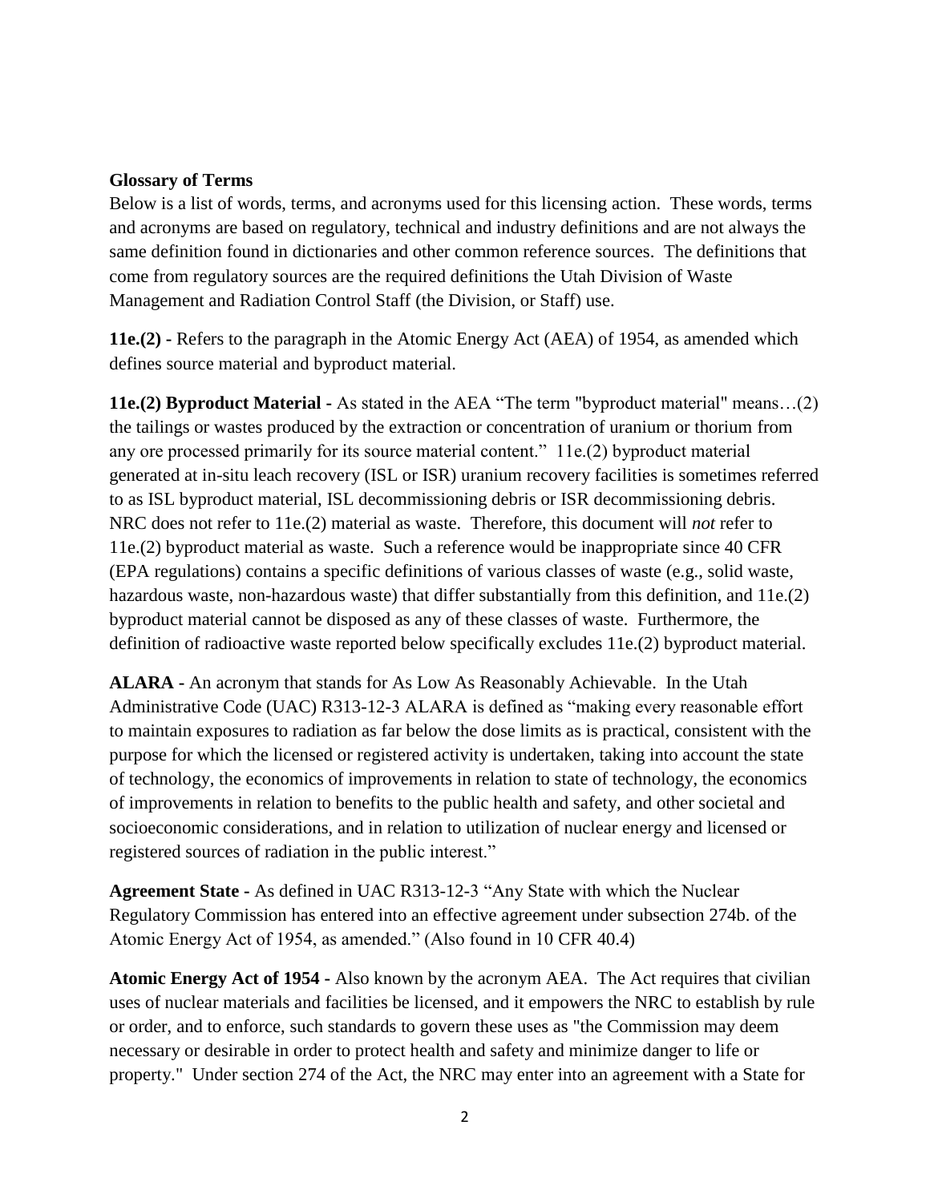## Glossary of Terms

Below is a list of words, terms, and acronyms used for this licensing action. These words, terms and acronyms are based on regulatory, technical and industry definitions and are not always the same definition found in dictionaries and other common reference sources. The definitions that come from regulatory sources are the required definitions the Utah Division of Waste Management and Radiation Control Staff (the Division, or Staff) use.

**11e.(2) -** Refers to the paragraph in the Atomic Energy Act (AEA) of 1954, as amended which defines source material and byproduct material.

**11e.(2) Byproduct Material -** As stated in the AEA "The term "byproduct material" means…(2) the tailings or wastes produced by the extraction or concentration of uranium or thorium from any ore processed primarily for its source material content." 11e.(2) byproduct material generated at in-situ leach recovery (ISL or ISR) uranium recovery facilities is sometimes referred to as ISL byproduct material, ISL decommissioning debris or ISR decommissioning debris. NRC does not refer to 11e.(2) material as waste. Therefore, this document will *not* refer to 11e.(2) byproduct material as waste. Such a reference would be inappropriate since 40 CFR (EPA regulations) contains a specific definitions of various classes of waste (e.g., solid waste, hazardous waste, non-hazardous waste) that differ substantially from this definition, and 11e.(2) byproduct material cannot be disposed as any of these classes of waste. Furthermore, the definition of radioactive waste reported below specifically excludes 11e.(2) byproduct material.

**ALARA -** An acronym that stands for As Low As Reasonably Achievable. In the Utah Administrative Code (UAC) R313-12-3 ALARA is defined as "making every reasonable effort to maintain exposures to radiation as far below the dose limits as is practical, consistent with the purpose for which the licensed or registered activity is undertaken, taking into account the state of technology, the economics of improvements in relation to state of technology, the economics of improvements in relation to benefits to the public health and safety, and other societal and socioeconomic considerations, and in relation to utilization of nuclear energy and licensed or registered sources of radiation in the public interest."

**Agreement State -** As defined in UAC R313-12-3 "Any State with which the Nuclear Regulatory Commission has entered into an effective agreement under subsection 274b. of the Atomic Energy Act of 1954, as amended." (Also found in 10 CFR 40.4)

**Atomic Energy Act of 1954 -** Also known by the acronym AEA. The Act requires that civilian uses of nuclear materials and facilities be licensed, and it empowers the NRC to establish by rule or order, and to enforce, such standards to govern these uses as "the Commission may deem necessary or desirable in order to protect health and safety and minimize danger to life or property." Under section 274 of the Act, the NRC may enter into an agreement with a State for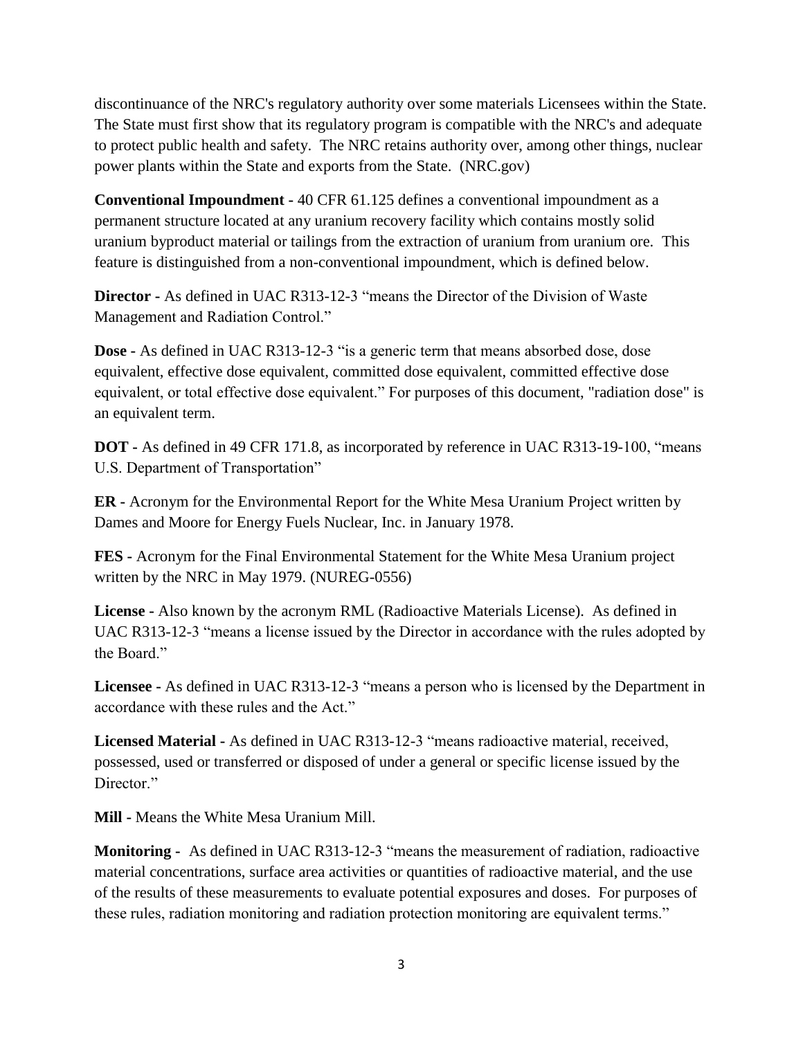discontinuance of the NRC's regulatory authority over some materials Licensees within the State. The State must first show that its regulatory program is compatible with the NRC's and adequate to protect public health and safety. The NRC retains authority over, among other things, nuclear power plants within the State and exports from the State. (NRC.gov)

**Conventional Impoundment -** 40 CFR 61.125 defines a conventional impoundment as a permanent structure located at any uranium recovery facility which contains mostly solid uranium byproduct material or tailings from the extraction of uranium from uranium ore. This feature is distinguished from a non-conventional impoundment, which is defined below.

**Director -** As defined in UAC R313-12-3 "means the Director of the Division of Waste Management and Radiation Control."

**Dose -** As defined in UAC R313-12-3 "is a generic term that means absorbed dose, dose equivalent, effective dose equivalent, committed dose equivalent, committed effective dose equivalent, or total effective dose equivalent." For purposes of this document, "radiation dose" is an equivalent term.

**DOT -** As defined in 49 CFR 171.8, as incorporated by reference in UAC R313-19-100, "means U.S. Department of Transportation"

**ER -** Acronym for the Environmental Report for the White Mesa Uranium Project written by Dames and Moore for Energy Fuels Nuclear, Inc. in January 1978.

**FES -** Acronym for the Final Environmental Statement for the White Mesa Uranium project written by the NRC in May 1979. (NUREG-0556)

**License -** Also known by the acronym RML (Radioactive Materials License). As defined in UAC R313-12-3 "means a license issued by the Director in accordance with the rules adopted by the Board."

**Licensee -** As defined in UAC R313-12-3 "means a person who is licensed by the Department in accordance with these rules and the Act."

**Licensed Material -** As defined in UAC R313-12-3 "means radioactive material, received, possessed, used or transferred or disposed of under a general or specific license issued by the Director."

**Mill -** Means the White Mesa Uranium Mill.

**Monitoring -** As defined in UAC R313-12-3 "means the measurement of radiation, radioactive material concentrations, surface area activities or quantities of radioactive material, and the use of the results of these measurements to evaluate potential exposures and doses. For purposes of these rules, radiation monitoring and radiation protection monitoring are equivalent terms."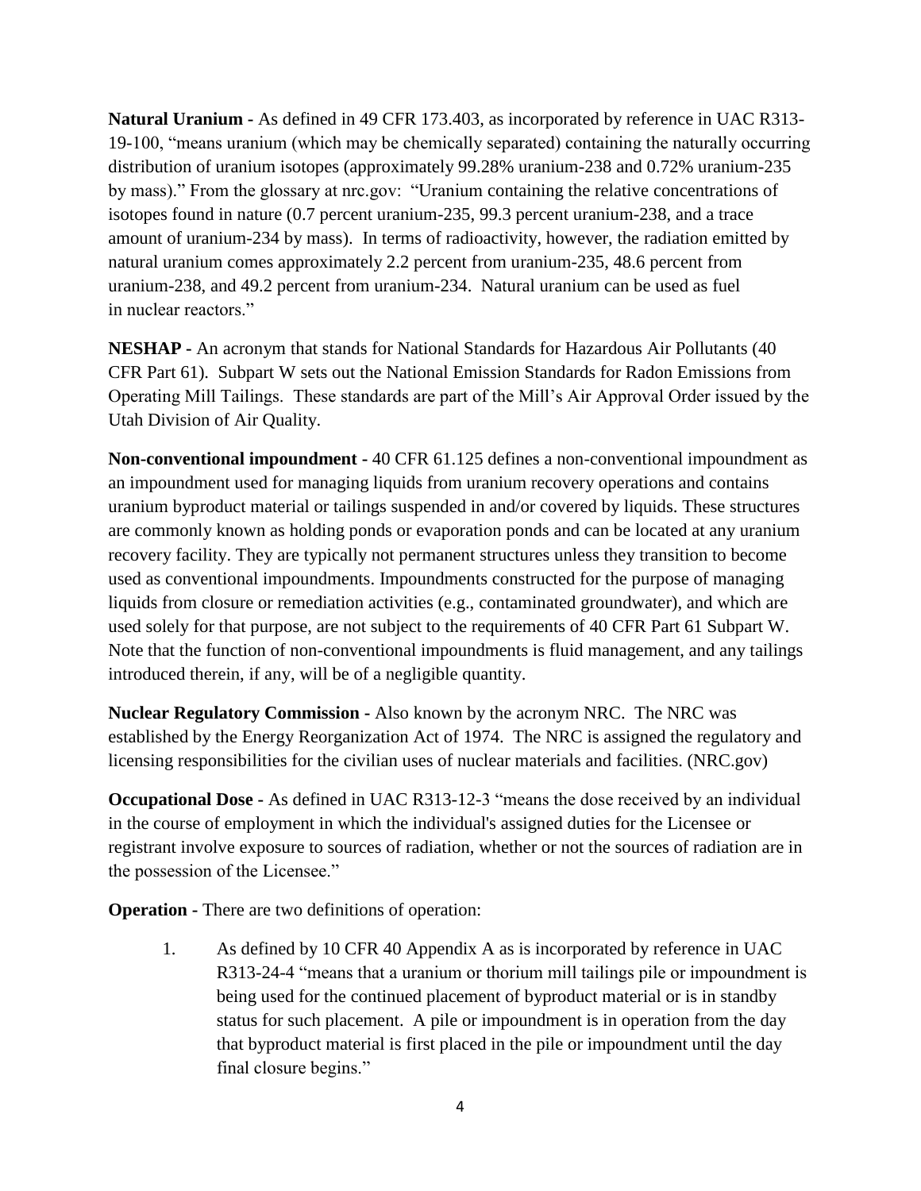**Natural Uranium -** As defined in 49 CFR 173.403, as incorporated by reference in UAC R313-19-100, "means uranium (which may be chemically separated) containing the naturally occurring distribution of uranium isotopes (approximately 99.28% uranium-238 and 0.72% uranium-235 by mass)." From the glossary at nrc.gov: "Uranium containing the relative concentrations of isotopes found in nature (0.7 percent uranium-235, 99.3 percent uranium-238, and a trace amount of uranium-234 by mass). In terms of radioactivity, however, the radiation emitted by natural uranium comes approximately 2.2 percent from uranium-235, 48.6 percent from uranium-238, and 49.2 percent from uranium-234. Natural uranium can be used as fuel in nuclear reactors."

**NESHAP -** An acronym that stands for National Standards for Hazardous Air Pollutants (40 CFR Part 61). Subpart W sets out the National Emission Standards for Radon Emissions from Operating Mill Tailings. These standards are part of the Mill's Air Approval Order issued by the Utah Division of Air Quality.

**Non-conventional impoundment -** 40 CFR 61.125 defines a non-conventional impoundment as an impoundment used for managing liquids from uranium recovery operations and contains uranium byproduct material or tailings suspended in and/or covered by liquids. These structures are commonly known as holding ponds or evaporation ponds and can be located at any uranium recovery facility. They are typically not permanent structures unless they transition to become used as conventional impoundments. Impoundments constructed for the purpose of managing liquids from closure or remediation activities (e.g., contaminated groundwater), and which are used solely for that purpose, are not subject to the requirements of 40 CFR Part 61 Subpart W. Note that the function of non-conventional impoundments is fluid management, and any tailings introduced therein, if any, will be of a negligible quantity.

**Nuclear Regulatory Commission -** Also known by the acronym NRC. The NRC was established by the Energy Reorganization Act of 1974. The NRC is assigned the regulatory and licensing responsibilities for the civilian uses of nuclear materials and facilities. (NRC.gov)

**Occupational Dose -** As defined in UAC R313-12-3 "means the dose received by an individual in the course of employment in which the individual's assigned duties for the Licensee or registrant involve exposure to sources of radiation, whether or not the sources of radiation are in the possession of the Licensee."

**Operation -** There are two definitions of operation:

1. As defined by 10 CFR 40 Appendix A as is incorporated by reference in UAC R313-24-4 "means that a uranium or thorium mill tailings pile or impoundment is being used for the continued placement of byproduct material or is in standby status for such placement. A pile or impoundment is in operation from the day that byproduct material is first placed in the pile or impoundment until the day final closure begins."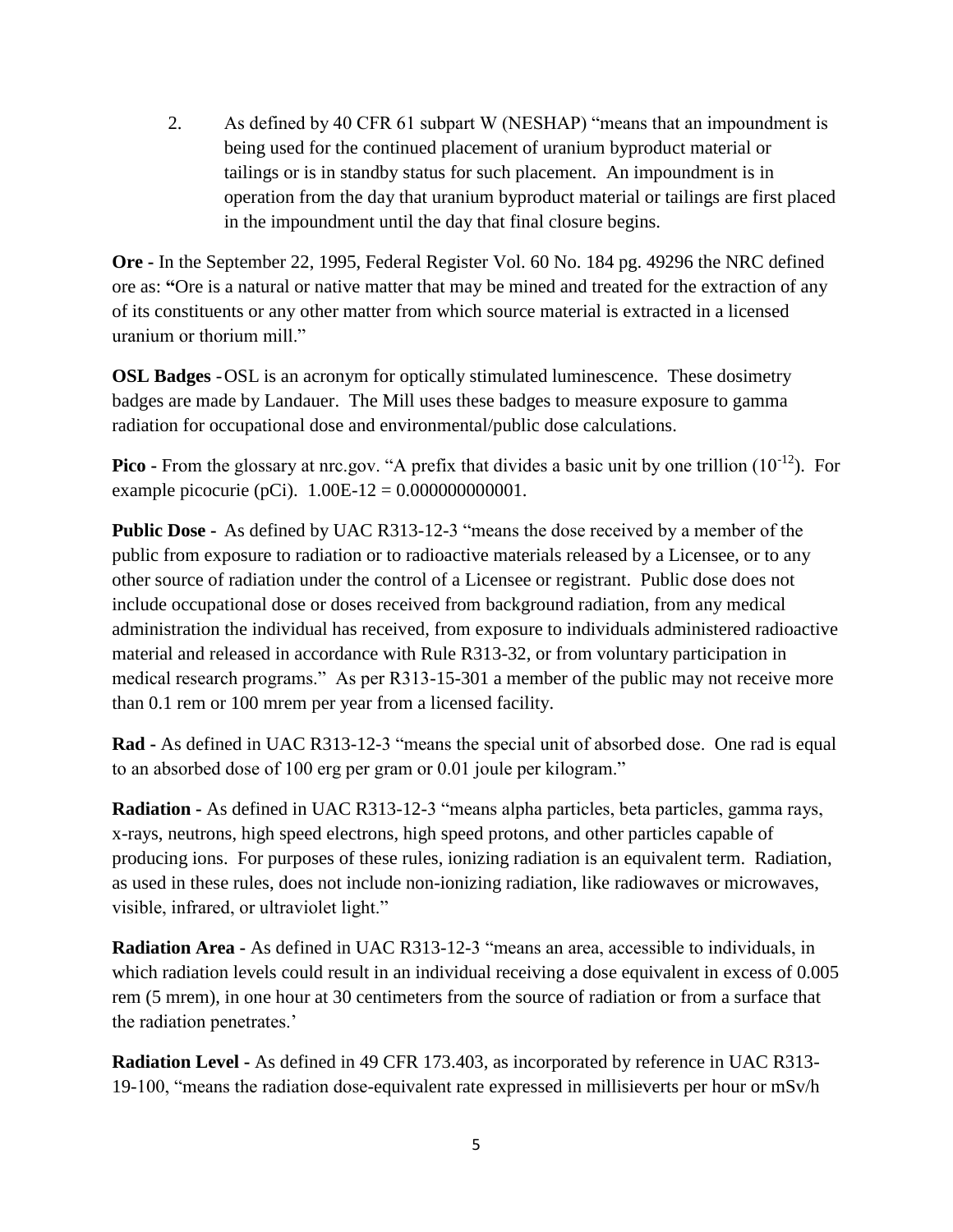2. As defined by 40 CFR 61 subpart W (NESHAP) "means that an impoundment is being used for the continued placement of uranium byproduct material or tailings or is in standby status for such placement. An impoundment is in operation from the day that uranium byproduct material or tailings are first placed in the impoundment until the day that final closure begins.

**Ore -** In the September 22, 1995, Federal Register Vol. 60 No. 184 pg. 49296 the NRC defined ore as: **"**Ore is a natural or native matter that may be mined and treated for the extraction of any of its constituents or any other matter from which source material is extracted in a licensed uranium or thorium mill."

**OSL Badges** - OSL is an acronym for optically stimulated luminescence. These dosimetry badges are made by Landauer. The Mill uses these badges to measure exposure to gamma radiation for occupational dose and environmental/public dose calculations.

**Pico -** From the glossary at nrc.gov. "A prefix that divides a basic unit by one trillion ($10^{-12}$). For example picocurie (pCi). 1.00E-12 = 0.000000000001.

**Public Dose -** As defined by UAC R313-12-3 "means the dose received by a member of the public from exposure to radiation or to radioactive materials released by a Licensee, or to any other source of radiation under the control of a Licensee or registrant. Public dose does not include occupational dose or doses received from background radiation, from any medical administration the individual has received, from exposure to individuals administered radioactive material and released in accordance with Rule R313-32, or from voluntary participation in medical research programs." As per R313-15-301 a member of the public may not receive more than 0.1 rem or 100 mrem per year from a licensed facility.

**Rad -** As defined in UAC R313-12-3 "means the special unit of absorbed dose. One rad is equal to an absorbed dose of 100 erg per gram or 0.01 joule per kilogram."

**Radiation -** As defined in UAC R313-12-3 "means alpha particles, beta particles, gamma rays, x-rays, neutrons, high speed electrons, high speed protons, and other particles capable of producing ions. For purposes of these rules, ionizing radiation is an equivalent term. Radiation, as used in these rules, does not include non-ionizing radiation, like radiowaves or microwaves, visible, infrared, or ultraviolet light."

**Radiation Area -** As defined in UAC R313-12-3 "means an area, accessible to individuals, in which radiation levels could result in an individual receiving a dose equivalent in excess of 0.005 rem (5 mrem), in one hour at 30 centimeters from the source of radiation or from a surface that the radiation penetrates.'

**Radiation Level -** As defined in 49 CFR 173.403, as incorporated by reference in UAC R313-19-100, "means the radiation dose-equivalent rate expressed in millisieverts per hour or mSv/h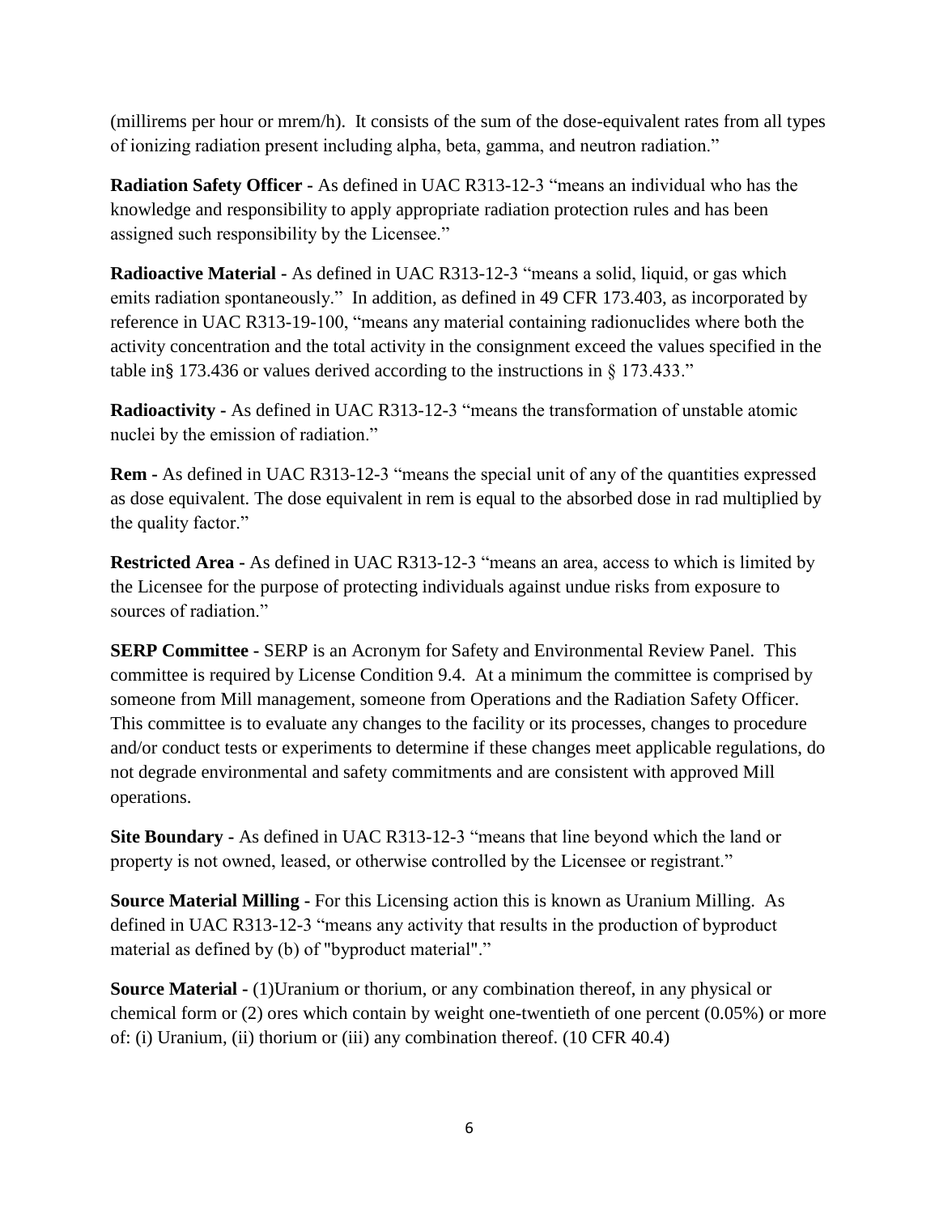(millirems per hour or mrem/h). It consists of the sum of the dose-equivalent rates from all types of ionizing radiation present including alpha, beta, gamma, and neutron radiation."

**Radiation Safety Officer -** As defined in UAC R313-12-3 "means an individual who has the knowledge and responsibility to apply appropriate radiation protection rules and has been assigned such responsibility by the Licensee."

**Radioactive Material -** As defined in UAC R313-12-3 "means a solid, liquid, or gas which emits radiation spontaneously." In addition, as defined in 49 CFR 173.403, as incorporated by reference in UAC R313-19-100, "means any material containing radionuclides where both the activity concentration and the total activity in the consignment exceed the values specified in the table in§ 173.436 or values derived according to the instructions in § 173.433."

**Radioactivity -** As defined in UAC R313-12-3 "means the transformation of unstable atomic nuclei by the emission of radiation."

**Rem -** As defined in UAC R313-12-3 "means the special unit of any of the quantities expressed as dose equivalent. The dose equivalent in rem is equal to the absorbed dose in rad multiplied by the quality factor."

**Restricted Area -** As defined in UAC R313-12-3 "means an area, access to which is limited by the Licensee for the purpose of protecting individuals against undue risks from exposure to sources of radiation."

**SERP Committee -** SERP is an Acronym for Safety and Environmental Review Panel. This committee is required by License Condition 9.4. At a minimum the committee is comprised by someone from Mill management, someone from Operations and the Radiation Safety Officer. This committee is to evaluate any changes to the facility or its processes, changes to procedure and/or conduct tests or experiments to determine if these changes meet applicable regulations, do not degrade environmental and safety commitments and are consistent with approved Mill operations.

**Site Boundary -** As defined in UAC R313-12-3 "means that line beyond which the land or property is not owned, leased, or otherwise controlled by the Licensee or registrant."

**Source Material Milling -** For this Licensing action this is known as Uranium Milling. As defined in UAC R313-12-3 "means any activity that results in the production of byproduct material as defined by (b) of "byproduct material"."

**Source Material -** (1)Uranium or thorium, or any combination thereof, in any physical or chemical form or (2) ores which contain by weight one-twentieth of one percent (0.05%) or more of: (i) Uranium, (ii) thorium or (iii) any combination thereof. (10 CFR 40.4)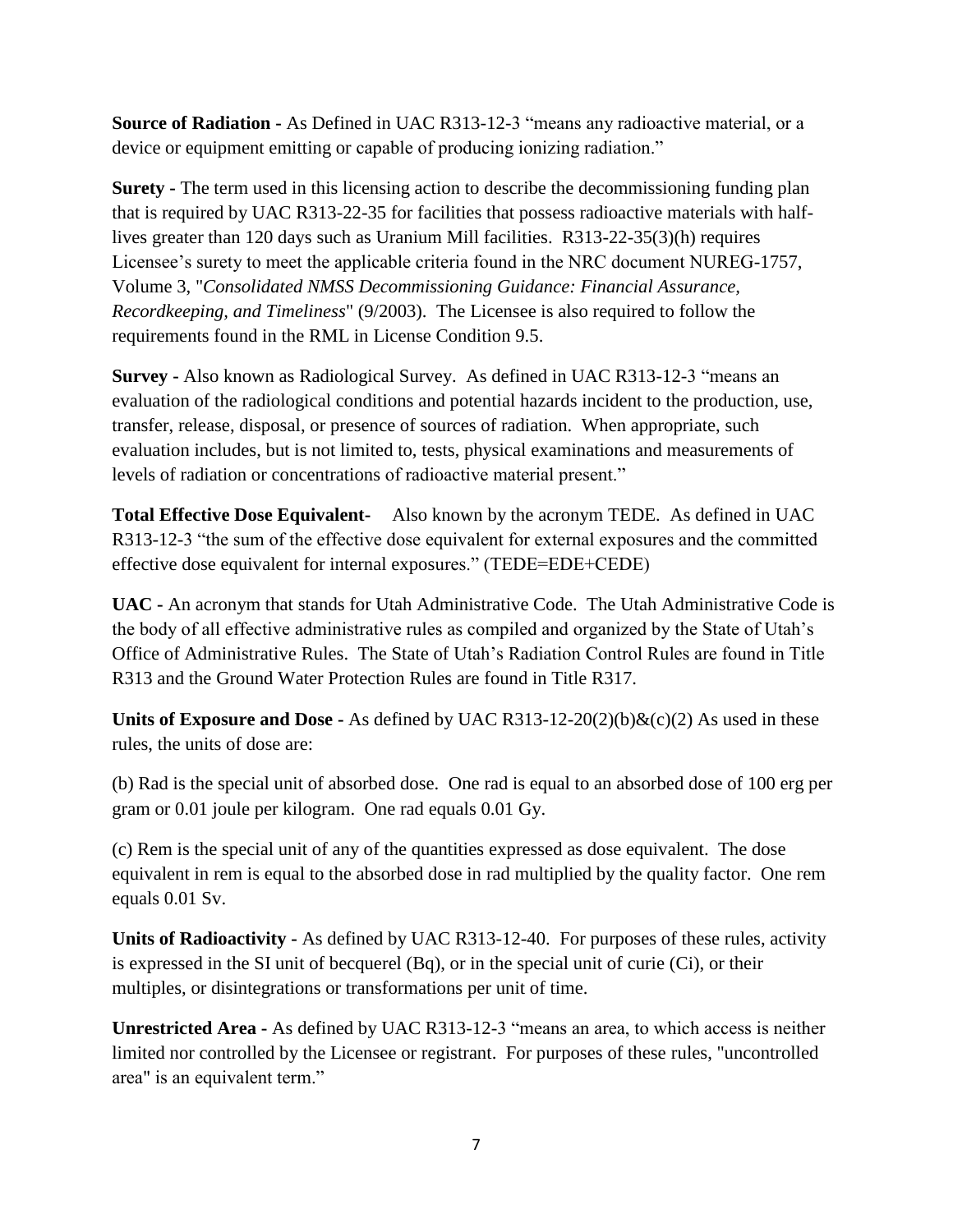**Source of Radiation -** As Defined in UAC R313-12-3 “means any radioactive material, or a device or equipment emitting or capable of producing ionizing radiation.”

**Surety -** The term used in this licensing action to describe the decommissioning funding plan that is required by UAC R313-22-35 for facilities that possess radioactive materials with half-lives greater than 120 days such as Uranium Mill facilities. R313-22-35(3)(h) requires Licensee’s surety to meet the applicable criteria found in the NRC document NUREG-1757, Volume 3, "*Consolidated NMSS Decommissioning Guidance: Financial Assurance, Recordkeeping, and Timeliness*" (9/2003). The Licensee is also required to follow the requirements found in the RML in License Condition 9.5.

**Survey -** Also known as Radiological Survey. As defined in UAC R313-12-3 “means an evaluation of the radiological conditions and potential hazards incident to the production, use, transfer, release, disposal, or presence of sources of radiation. When appropriate, such evaluation includes, but is not limited to, tests, physical examinations and measurements of levels of radiation or concentrations of radioactive material present.”

**Total Effective Dose Equivalent-** Also known by the acronym TEDE. As defined in UAC R313-12-3 “the sum of the effective dose equivalent for external exposures and the committed effective dose equivalent for internal exposures.” (TEDE=EDE+CEDE)

**UAC -** An acronym that stands for Utah Administrative Code. The Utah Administrative Code is the body of all effective administrative rules as compiled and organized by the State of Utah’s Office of Administrative Rules. The State of Utah’s Radiation Control Rules are found in Title R313 and the Ground Water Protection Rules are found in Title R317.

**Units of Exposure and Dose -** As defined by UAC R313-12-20(2)(b)&(c)(2) As used in these rules, the units of dose are:

(b) Rad is the special unit of absorbed dose. One rad is equal to an absorbed dose of 100 erg per gram or 0.01 joule per kilogram. One rad equals 0.01 Gy.

(c) Rem is the special unit of any of the quantities expressed as dose equivalent. The dose equivalent in rem is equal to the absorbed dose in rad multiplied by the quality factor. One rem equals 0.01 Sv.

**Units of Radioactivity -** As defined by UAC R313-12-40. For purposes of these rules, activity is expressed in the SI unit of becquerel (Bq), or in the special unit of curie (Ci), or their multiples, or disintegrations or transformations per unit of time.

**Unrestricted Area -** As defined by UAC R313-12-3 “means an area, to which access is neither limited nor controlled by the Licensee or registrant. For purposes of these rules, "uncontrolled area" is an equivalent term.”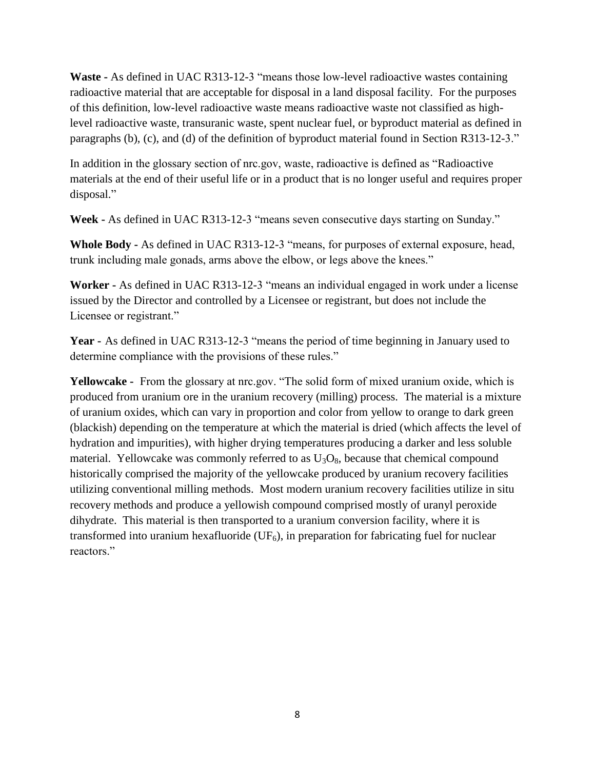**Waste -** As defined in UAC R313-12-3 "means those low-level radioactive wastes containing radioactive material that are acceptable for disposal in a land disposal facility. For the purposes of this definition, low-level radioactive waste means radioactive waste not classified as high-level radioactive waste, transuranic waste, spent nuclear fuel, or byproduct material as defined in paragraphs (b), (c), and (d) of the definition of byproduct material found in Section R313-12-3."

In addition in the glossary section of nrc.gov, waste, radioactive is defined as "Radioactive materials at the end of their useful life or in a product that is no longer useful and requires proper disposal."

**Week -** As defined in UAC R313-12-3 "means seven consecutive days starting on Sunday."

**Whole Body -** As defined in UAC R313-12-3 "means, for purposes of external exposure, head, trunk including male gonads, arms above the elbow, or legs above the knees."

**Worker -** As defined in UAC R313-12-3 "means an individual engaged in work under a license issued by the Director and controlled by a Licensee or registrant, but does not include the Licensee or registrant."

**Year -** As defined in UAC R313-12-3 "means the period of time beginning in January used to determine compliance with the provisions of these rules."

**Yellowcake -** From the glossary at nrc.gov. "The solid form of mixed uranium oxide, which is produced from uranium ore in the uranium recovery (milling) process. The material is a mixture of uranium oxides, which can vary in proportion and color from yellow to orange to dark green (blackish) depending on the temperature at which the material is dried (which affects the level of hydration and impurities), with higher drying temperatures producing a darker and less soluble material. Yellowcake was commonly referred to as $U_3O_8$, because that chemical compound historically comprised the majority of the yellowcake produced by uranium recovery facilities utilizing conventional milling methods. Most modern uranium recovery facilities utilize in situ recovery methods and produce a yellowish compound comprised mostly of uranyl peroxide dihydrate. This material is then transported to a uranium conversion facility, where it is transformed into uranium hexafluoride ($UF_6$), in preparation for fabricating fuel for nuclear reactors."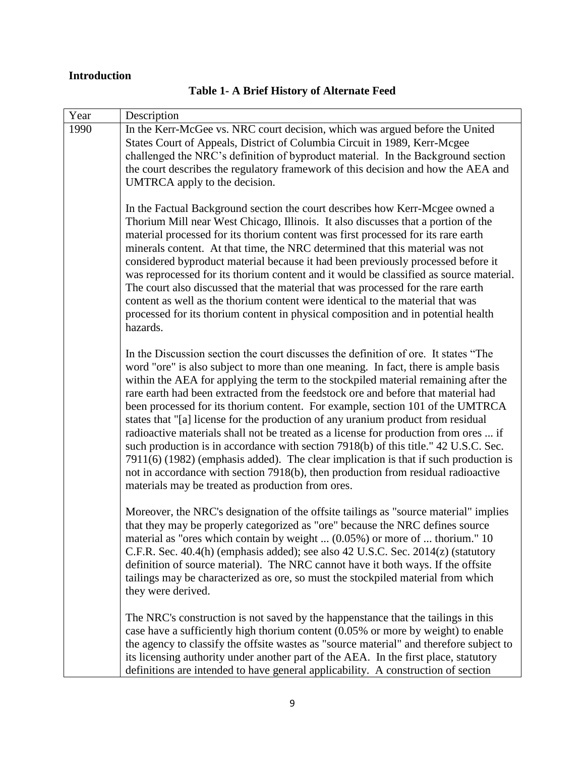## Introduction

**Table 1- A Brief History of Alternate Feed**

| Year | Description |
|---|---|
| 1990 | In the Kerr-McGee vs. NRC court decision, which was argued before the United States Court of Appeals, District of Columbia Circuit in 1989, Kerr-Mcgee challenged the NRC's definition of byproduct material. In the Background section the court describes the regulatory framework of this decision and how the AEA and UMTRCA apply to the decision.<br><br>In the Factual Background section the court describes how Kerr-Mcgee owned a Thorium Mill near West Chicago, Illinois. It also discusses that a portion of the material processed for its thorium content was first processed for its rare earth minerals content. At that time, the NRC determined that this material was not considered byproduct material because it had been previously processed before it was reprocessed for its thorium content and it would be classified as source material. The court also discussed that the material that was processed for the rare earth content as well as the thorium content were identical to the material that was processed for its thorium content in physical composition and in potential health hazards.<br><br>In the Discussion section the court discusses the definition of ore. It states "The word "ore" is also subject to more than one meaning. In fact, there is ample basis within the AEA for applying the term to the stockpiled material remaining after the rare earth had been extracted from the feedstock ore and before that material had been processed for its thorium content. For example, section 101 of the UMTRCA states that "[a] license for the production of any uranium product from residual radioactive materials shall not be treated as a license for production from ores ... if such production is in accordance with section 7918(b) of this title." 42 U.S.C. Sec. 7911(6) (1982) (emphasis added). The clear implication is that if such production is not in accordance with section 7918(b), then production from residual radioactive materials may be treated as production from ores.<br><br>Moreover, the NRC's designation of the offsite tailings as "source material" implies that they may be properly categorized as "ore" because the NRC defines source material as "ores which contain by weight ... (0.05%) or more of ... thorium." 10 C.F.R. Sec. 40.4(h) (emphasis added); see also 42 U.S.C. Sec. 2014(z) (statutory definition of source material). The NRC cannot have it both ways. If the offsite tailings may be characterized as ore, so must the stockpiled material from which they were derived.<br><br>The NRC's construction is not saved by the happenstance that the tailings in this case have a sufficiently high thorium content (0.05% or more by weight) to enable the agency to classify the offsite wastes as "source material" and therefore subject to its licensing authority under another part of the AEA. In the first place, statutory definitions are intended to have general applicability. A construction of section |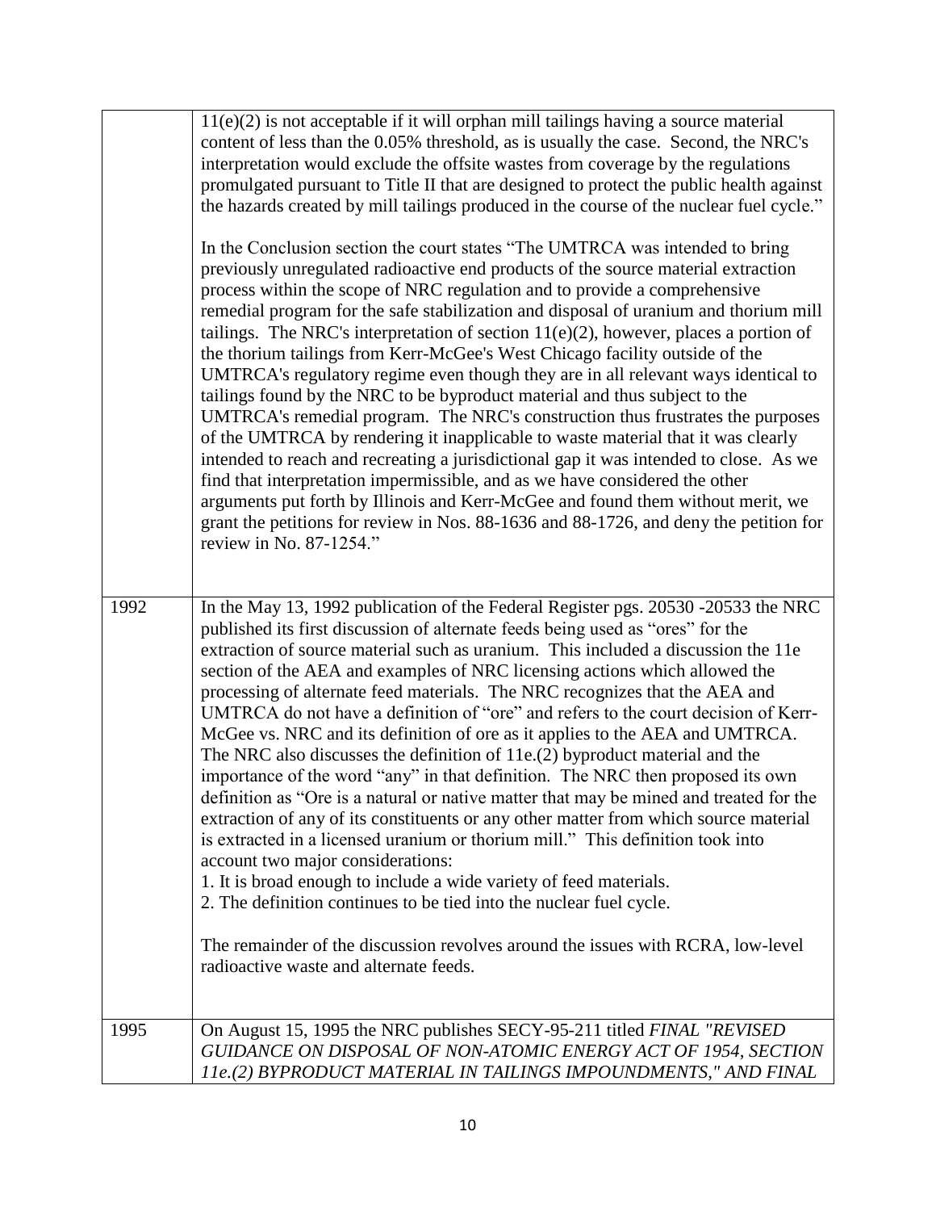| | |
|---|---|
| | 11(e)(2) is not acceptable if it will orphan mill tailings having a source material content of less than the 0.05% threshold, as is usually the case. Second, the NRC's interpretation would exclude the offsite wastes from coverage by the regulations promulgated pursuant to Title II that are designed to protect the public health against the hazards created by mill tailings produced in the course of the nuclear fuel cycle."<br><br>In the Conclusion section the court states "The UMTRCA was intended to bring previously unregulated radioactive end products of the source material extraction process within the scope of NRC regulation and to provide a comprehensive remedial program for the safe stabilization and disposal of uranium and thorium mill tailings. The NRC's interpretation of section 11(e)(2), however, places a portion of the thorium tailings from Kerr-McGee's West Chicago facility outside of the UMTRCA's regulatory regime even though they are in all relevant ways identical to tailings found by the NRC to be byproduct material and thus subject to the UMTRCA's remedial program. The NRC's construction thus frustrates the purposes of the UMTRCA by rendering it inapplicable to waste material that it was clearly intended to reach and recreating a jurisdictional gap it was intended to close. As we find that interpretation impermissible, and as we have considered the other arguments put forth by Illinois and Kerr-McGee and found them without merit, we grant the petitions for review in Nos. 88-1636 and 88-1726, and deny the petition for review in No. 87-1254." |
| 1992 | In the May 13, 1992 publication of the Federal Register pgs. 20530 -20533 the NRC published its first discussion of alternate feeds being used as "ores" for the extraction of source material such as uranium. This included a discussion the 11e section of the AEA and examples of NRC licensing actions which allowed the processing of alternate feed materials. The NRC recognizes that the AEA and UMTRCA do not have a definition of "ore" and refers to the court decision of Kerr-McGee vs. NRC and its definition of ore as it applies to the AEA and UMTRCA. The NRC also discusses the definition of 11e.(2) byproduct material and the importance of the word "any" in that definition. The NRC then proposed its own definition as "Ore is a natural or native matter that may be mined and treated for the extraction of any of its constituents or any other matter from which source material is extracted in a licensed uranium or thorium mill." This definition took into account two major considerations:<br>1. It is broad enough to include a wide variety of feed materials.<br>2. The definition continues to be tied into the nuclear fuel cycle.<br><br>The remainder of the discussion revolves around the issues with RCRA, low-level radioactive waste and alternate feeds. |
| 1995 | On August 15, 1995 the NRC publishes SECY-95-211 titled *FINAL "REVISED GUIDANCE ON DISPOSAL OF NON-ATOMIC ENERGY ACT OF 1954, SECTION 11e.(2) BYPRODUCT MATERIAL IN TAILINGS IMPOUNDMENTS," AND FINAL* |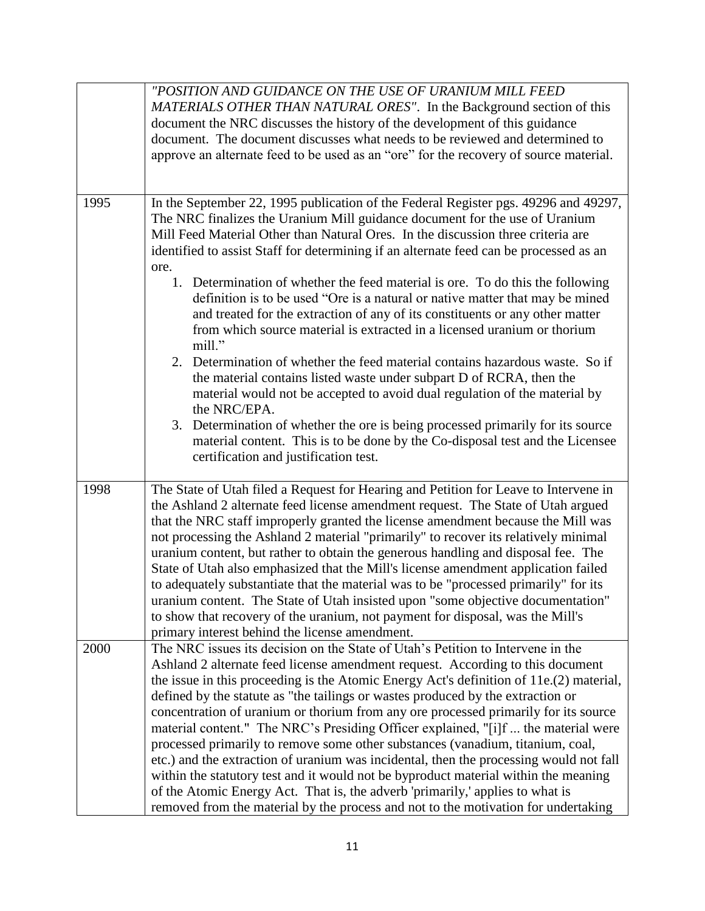| | |
|---|---|
| | *"POSITION AND GUIDANCE ON THE USE OF URANIUM MILL FEED MATERIALS OTHER THAN NATURAL ORES"*. In the Background section of this document the NRC discusses the history of the development of this guidance document. The document discusses what needs to be reviewed and determined to approve an alternate feed to be used as an "ore" for the recovery of source material. |
| 1995 | In the September 22, 1995 publication of the Federal Register pgs. 49296 and 49297, The NRC finalizes the Uranium Mill guidance document for the use of Uranium Mill Feed Material Other than Natural Ores. In the discussion three criteria are identified to assist Staff for determining if an alternate feed can be processed as an ore.<br>1. Determination of whether the feed material is ore. To do this the following definition is to be used "Ore is a natural or native matter that may be mined and treated for the extraction of any of its constituents or any other matter from which source material is extracted in a licensed uranium or thorium mill."<br>2. Determination of whether the feed material contains hazardous waste. So if the material contains listed waste under subpart D of RCRA, then the material would not be accepted to avoid dual regulation of the material by the NRC/EPA.<br>3. Determination of whether the ore is being processed primarily for its source material content. This is to be done by the Co-disposal test and the Licensee certification and justification test. |
| 1998 | The State of Utah filed a Request for Hearing and Petition for Leave to Intervene in the Ashland 2 alternate feed license amendment request. The State of Utah argued that the NRC staff improperly granted the license amendment because the Mill was not processing the Ashland 2 material "primarily" to recover its relatively minimal uranium content, but rather to obtain the generous handling and disposal fee. The State of Utah also emphasized that the Mill's license amendment application failed to adequately substantiate that the material was to be "processed primarily" for its uranium content. The State of Utah insisted upon "some objective documentation" to show that recovery of the uranium, not payment for disposal, was the Mill's primary interest behind the license amendment. |
| 2000 | The NRC issues its decision on the State of Utah's Petition to Intervene in the Ashland 2 alternate feed license amendment request. According to this document the issue in this proceeding is the Atomic Energy Act's definition of 11e.(2) material, defined by the statute as "the tailings or wastes produced by the extraction or concentration of uranium or thorium from any ore processed primarily for its source material content." The NRC's Presiding Officer explained, "[i]f ... the material were processed primarily to remove some other substances (vanadium, titanium, coal, etc.) and the extraction of uranium was incidental, then the processing would not fall within the statutory test and it would not be byproduct material within the meaning of the Atomic Energy Act. That is, the adverb 'primarily,' applies to what is removed from the material by the process and not to the motivation for undertaking |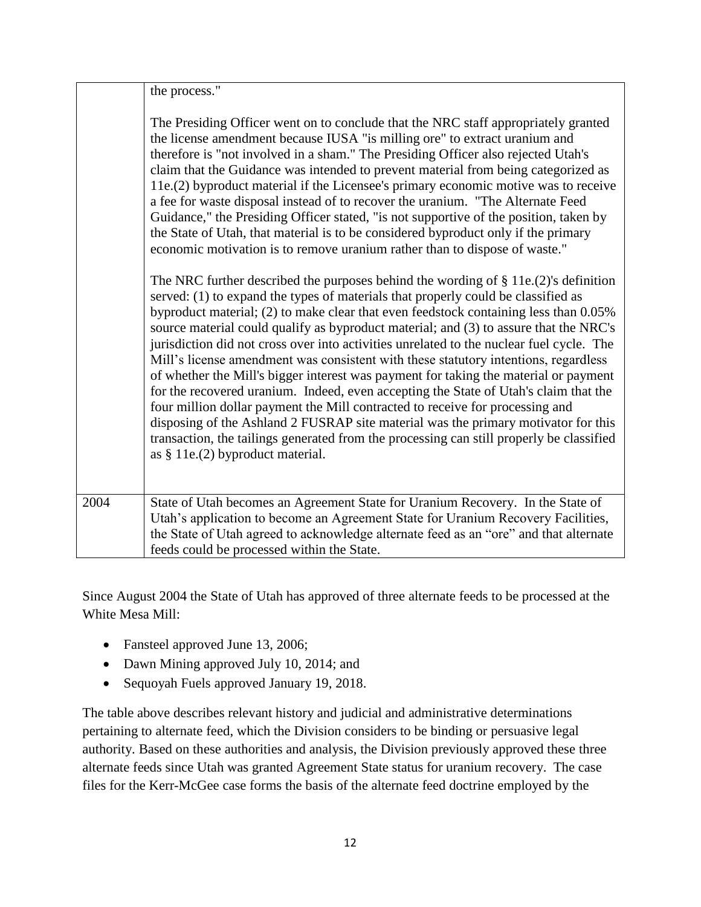| | |
|---|---|
| | the process."<br><br>The Presiding Officer went on to conclude that the NRC staff appropriately granted the license amendment because IUSA "is milling ore" to extract uranium and therefore is "not involved in a sham." The Presiding Officer also rejected Utah's claim that the Guidance was intended to prevent material from being categorized as 11e.(2) byproduct material if the Licensee's primary economic motive was to receive a fee for waste disposal instead of to recover the uranium. "The Alternate Feed Guidance," the Presiding Officer stated, "is not supportive of the position, taken by the State of Utah, that material is to be considered byproduct only if the primary economic motivation is to remove uranium rather than to dispose of waste."<br><br>The NRC further described the purposes behind the wording of § 11e.(2)'s definition served: (1) to expand the types of materials that properly could be classified as byproduct material; (2) to make clear that even feedstock containing less than 0.05% source material could qualify as byproduct material; and (3) to assure that the NRC's jurisdiction did not cross over into activities unrelated to the nuclear fuel cycle. The Mill's license amendment was consistent with these statutory intentions, regardless of whether the Mill's bigger interest was payment for taking the material or payment for the recovered uranium. Indeed, even accepting the State of Utah's claim that the four million dollar payment the Mill contracted to receive for processing and disposing of the Ashland 2 FUSRAP site material was the primary motivator for this transaction, the tailings generated from the processing can still properly be classified as § 11e.(2) byproduct material. |
| 2004 | State of Utah becomes an Agreement State for Uranium Recovery. In the State of Utah's application to become an Agreement State for Uranium Recovery Facilities, the State of Utah agreed to acknowledge alternate feed as an "ore" and that alternate feeds could be processed within the State. |

Since August 2004 the State of Utah has approved of three alternate feeds to be processed at the White Mesa Mill:

- Fansteel approved June 13, 2006;
- Dawn Mining approved July 10, 2014; and
- Sequoyah Fuels approved January 19, 2018.

The table above describes relevant history and judicial and administrative determinations pertaining to alternate feed, which the Division considers to be binding or persuasive legal authority. Based on these authorities and analysis, the Division previously approved these three alternate feeds since Utah was granted Agreement State status for uranium recovery. The case files for the Kerr-McGee case forms the basis of the alternate feed doctrine employed by the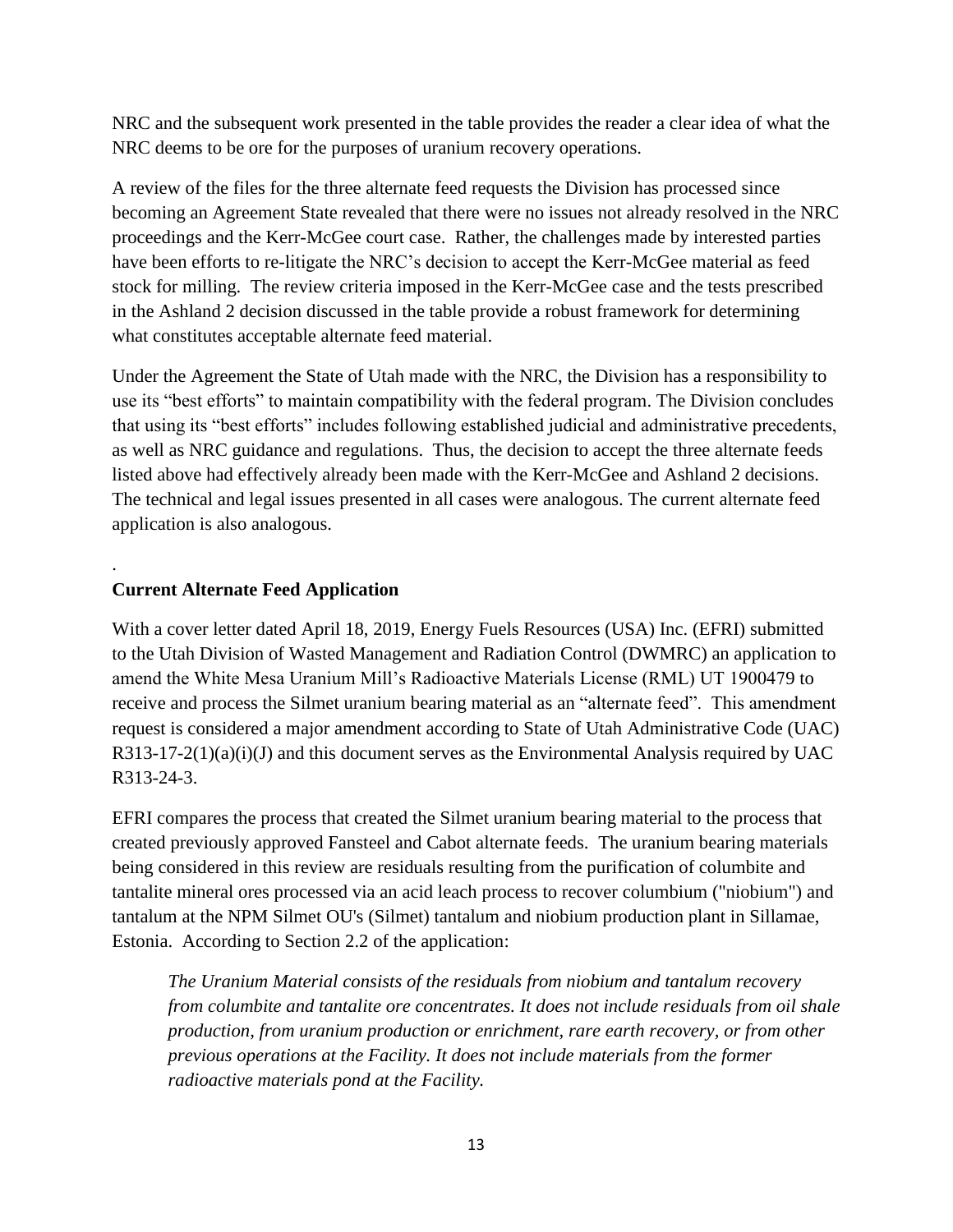NRC and the subsequent work presented in the table provides the reader a clear idea of what the NRC deems to be ore for the purposes of uranium recovery operations.

A review of the files for the three alternate feed requests the Division has processed since becoming an Agreement State revealed that there were no issues not already resolved in the NRC proceedings and the Kerr-McGee court case. Rather, the challenges made by interested parties have been efforts to re-litigate the NRC's decision to accept the Kerr-McGee material as feed stock for milling. The review criteria imposed in the Kerr-McGee case and the tests prescribed in the Ashland 2 decision discussed in the table provide a robust framework for determining what constitutes acceptable alternate feed material.

Under the Agreement the State of Utah made with the NRC, the Division has a responsibility to use its "best efforts" to maintain compatibility with the federal program. The Division concludes that using its "best efforts" includes following established judicial and administrative precedents, as well as NRC guidance and regulations. Thus, the decision to accept the three alternate feeds listed above had effectively already been made with the Kerr-McGee and Ashland 2 decisions. The technical and legal issues presented in all cases were analogous. The current alternate feed application is also analogous.

.

**Current Alternate Feed Application**

With a cover letter dated April 18, 2019, Energy Fuels Resources (USA) Inc. (EFRI) submitted to the Utah Division of Wasted Management and Radiation Control (DWMRC) an application to amend the White Mesa Uranium Mill's Radioactive Materials License (RML) UT 1900479 to receive and process the Silmet uranium bearing material as an "alternate feed". This amendment request is considered a major amendment according to State of Utah Administrative Code (UAC) R313-17-2(1)(a)(i)(J) and this document serves as the Environmental Analysis required by UAC R313-24-3.

EFRI compares the process that created the Silmet uranium bearing material to the process that created previously approved Fansteel and Cabot alternate feeds. The uranium bearing materials being considered in this review are residuals resulting from the purification of columbite and tantalite mineral ores processed via an acid leach process to recover columbium ("niobium") and tantalum at the NPM Silmet OU's (Silmet) tantalum and niobium production plant in Sillamae, Estonia. According to Section 2.2 of the application:

> *The Uranium Material consists of the residuals from niobium and tantalum recovery from columbite and tantalite ore concentrates. It does not include residuals from oil shale production, from uranium production or enrichment, rare earth recovery, or from other previous operations at the Facility. It does not include materials from the former radioactive materials pond at the Facility.*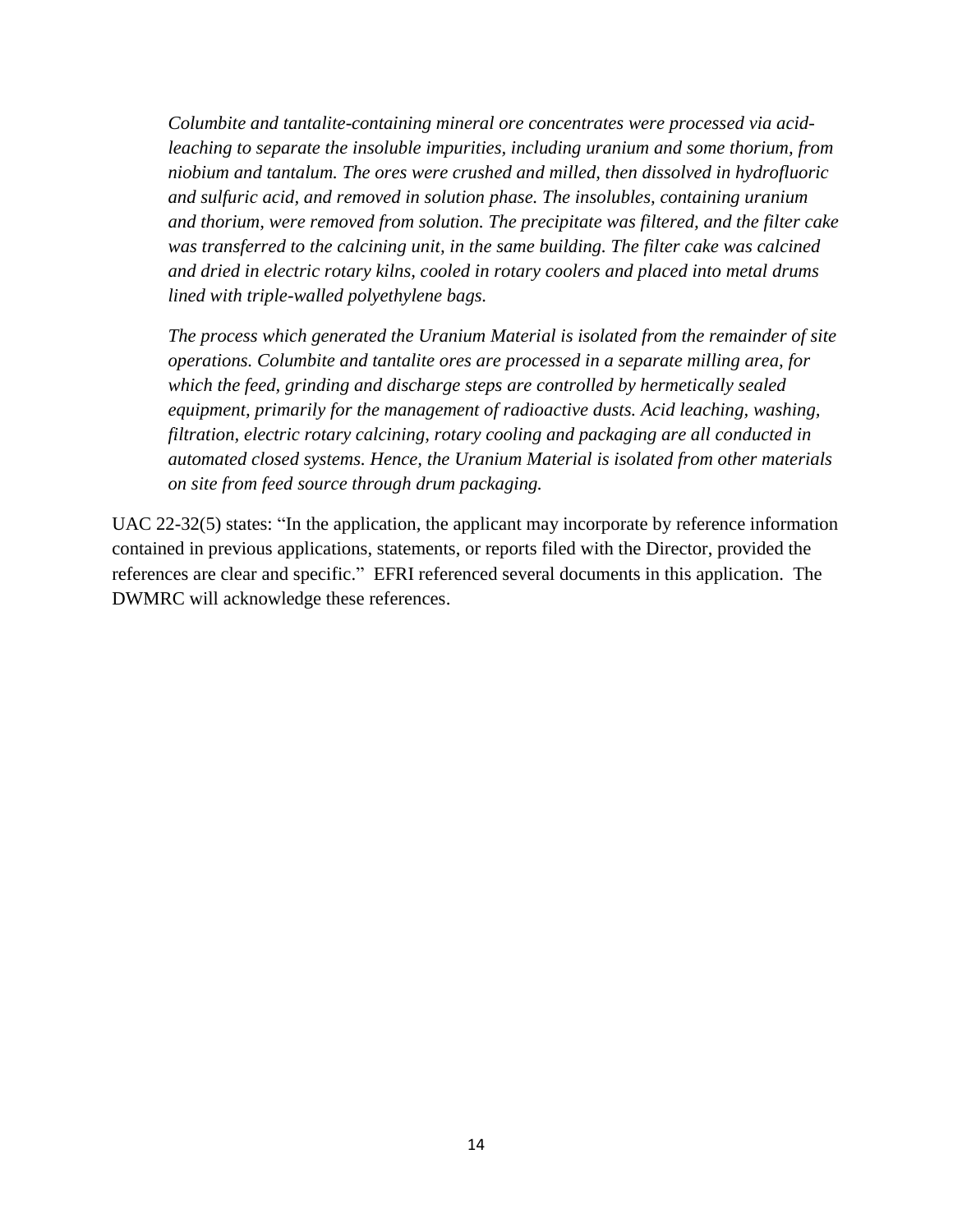> *Columbite and tantalite-containing mineral ore concentrates were processed via acid-leaching to separate the insoluble impurities, including uranium and some thorium, from niobium and tantalum. The ores were crushed and milled, then dissolved in hydrofluoric and sulfuric acid, and removed in solution phase. The insolubles, containing uranium and thorium, were removed from solution. The precipitate was filtered, and the filter cake was transferred to the calcining unit, in the same building. The filter cake was calcined and dried in electric rotary kilns, cooled in rotary coolers and placed into metal drums lined with triple-walled polyethylene bags.*
>
> *The process which generated the Uranium Material is isolated from the remainder of site operations. Columbite and tantalite ores are processed in a separate milling area, for which the feed, grinding and discharge steps are controlled by hermetically sealed equipment, primarily for the management of radioactive dusts. Acid leaching, washing, filtration, electric rotary calcining, rotary cooling and packaging are all conducted in automated closed systems. Hence, the Uranium Material is isolated from other materials on site from feed source through drum packaging.*

UAC 22-32(5) states: "In the application, the applicant may incorporate by reference information contained in previous applications, statements, or reports filed with the Director, provided the references are clear and specific." EFRI referenced several documents in this application. The DWMRC will acknowledge these references.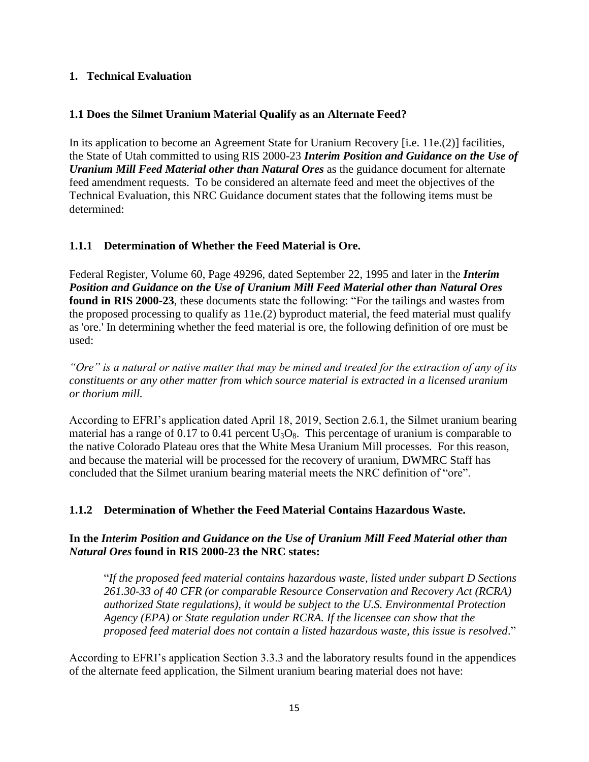## 1. Technical Evaluation

### 1.1 Does the Silmet Uranium Material Qualify as an Alternate Feed?

In its application to become an Agreement State for Uranium Recovery [i.e. 11e.(2)] facilities, the State of Utah committed to using RIS 2000-23 ***Interim Position and Guidance on the Use of Uranium Mill Feed Material other than Natural Ores*** as the guidance document for alternate feed amendment requests. To be considered an alternate feed and meet the objectives of the Technical Evaluation, this NRC Guidance document states that the following items must be determined:

#### 1.1.1 Determination of Whether the Feed Material is Ore.

Federal Register, Volume 60, Page 49296, dated September 22, 1995 and later in the ***Interim Position and Guidance on the Use of Uranium Mill Feed Material other than Natural Ores*** **found in RIS 2000-23**, these documents state the following: "For the tailings and wastes from the proposed processing to qualify as 11e.(2) byproduct material, the feed material must qualify as 'ore.' In determining whether the feed material is ore, the following definition of ore must be used:

*"Ore" is a natural or native matter that may be mined and treated for the extraction of any of its constituents or any other matter from which source material is extracted in a licensed uranium or thorium mill.*

According to EFRI's application dated April 18, 2019, Section 2.6.1, the Silmet uranium bearing material has a range of 0.17 to 0.41 percent $U_3O_8$. This percentage of uranium is comparable to the native Colorado Plateau ores that the White Mesa Uranium Mill processes. For this reason, and because the material will be processed for the recovery of uranium, DWMRC Staff has concluded that the Silmet uranium bearing material meets the NRC definition of "ore".

#### 1.1.2 Determination of Whether the Feed Material Contains Hazardous Waste.

**In the *Interim Position and Guidance on the Use of Uranium Mill Feed Material other than Natural Ores* found in RIS 2000-23 the NRC states:**

> "*If the proposed feed material contains hazardous waste, listed under subpart D Sections 261.30-33 of 40 CFR (or comparable Resource Conservation and Recovery Act (RCRA) authorized State regulations), it would be subject to the U.S. Environmental Protection Agency (EPA) or State regulation under RCRA. If the licensee can show that the proposed feed material does not contain a listed hazardous waste, this issue is resolved*."

According to EFRI's application Section 3.3.3 and the laboratory results found in the appendices of the alternate feed application, the Silment uranium bearing material does not have: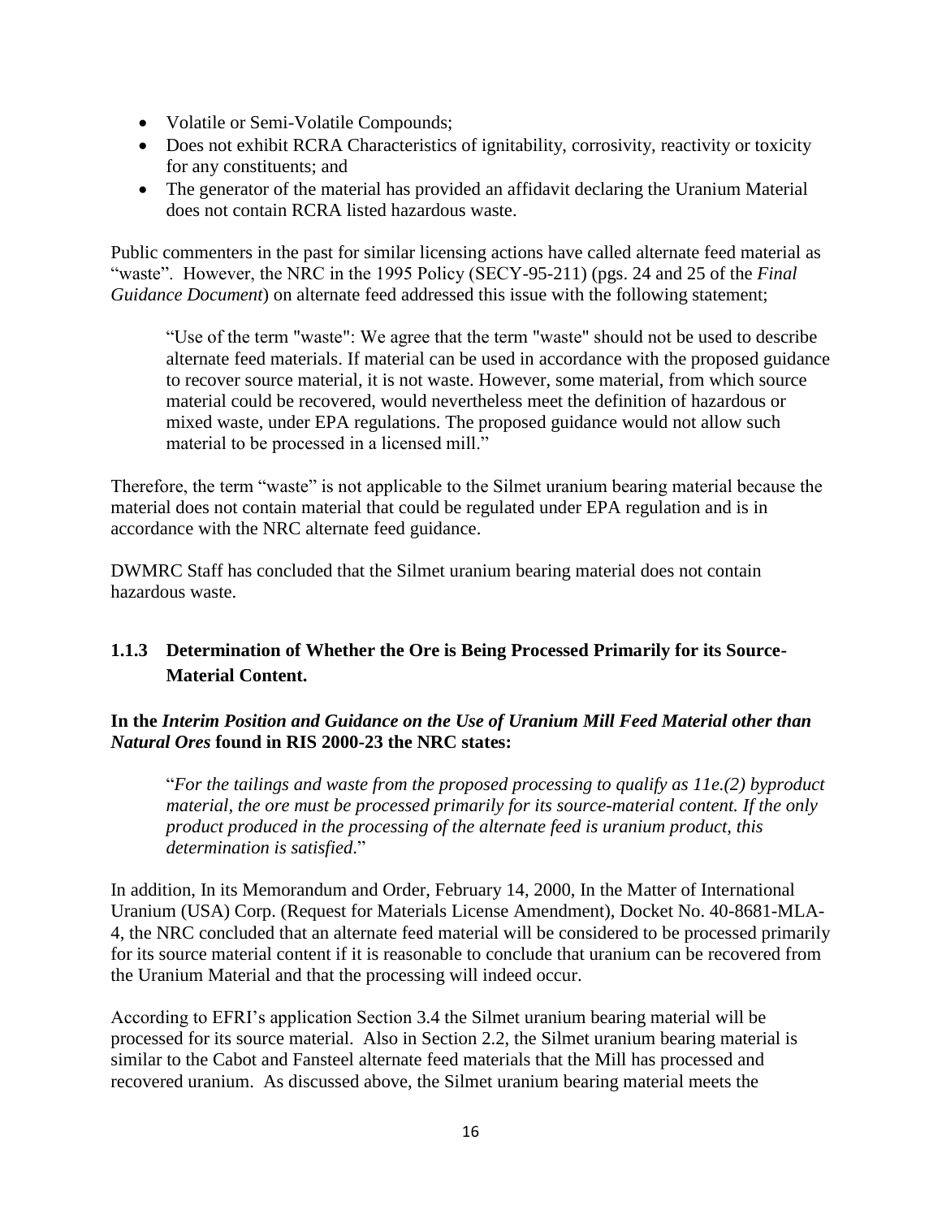- Volatile or Semi-Volatile Compounds;
- Does not exhibit RCRA Characteristics of ignitability, corrosivity, reactivity or toxicity for any constituents; and
- The generator of the material has provided an affidavit declaring the Uranium Material does not contain RCRA listed hazardous waste.

Public commenters in the past for similar licensing actions have called alternate feed material as "waste". However, the NRC in the 1995 Policy (SECY-95-211) (pgs. 24 and 25 of the *Final Guidance Document*) on alternate feed addressed this issue with the following statement;

> "Use of the term "waste": We agree that the term "waste" should not be used to describe alternate feed materials. If material can be used in accordance with the proposed guidance to recover source material, it is not waste. However, some material, from which source material could be recovered, would nevertheless meet the definition of hazardous or mixed waste, under EPA regulations. The proposed guidance would not allow such material to be processed in a licensed mill."

Therefore, the term "waste" is not applicable to the Silmet uranium bearing material because the material does not contain material that could be regulated under EPA regulation and is in accordance with the NRC alternate feed guidance.

DWMRC Staff has concluded that the Silmet uranium bearing material does not contain hazardous waste.

### 1.1.3 Determination of Whether the Ore is Being Processed Primarily for its Source-Material Content.

**In the *Interim Position and Guidance on the Use of Uranium Mill Feed Material other than Natural Ores* found in RIS 2000-23 the NRC states:**

> "*For the tailings and waste from the proposed processing to qualify as 11e.(2) byproduct material, the ore must be processed primarily for its source-material content. If the only product produced in the processing of the alternate feed is uranium product, this determination is satisfied*."

In addition, In its Memorandum and Order, February 14, 2000, In the Matter of International Uranium (USA) Corp. (Request for Materials License Amendment), Docket No. 40-8681-MLA-4, the NRC concluded that an alternate feed material will be considered to be processed primarily for its source material content if it is reasonable to conclude that uranium can be recovered from the Uranium Material and that the processing will indeed occur.

According to EFRI's application Section 3.4 the Silmet uranium bearing material will be processed for its source material. Also in Section 2.2, the Silmet uranium bearing material is similar to the Cabot and Fansteel alternate feed materials that the Mill has processed and recovered uranium. As discussed above, the Silmet uranium bearing material meets the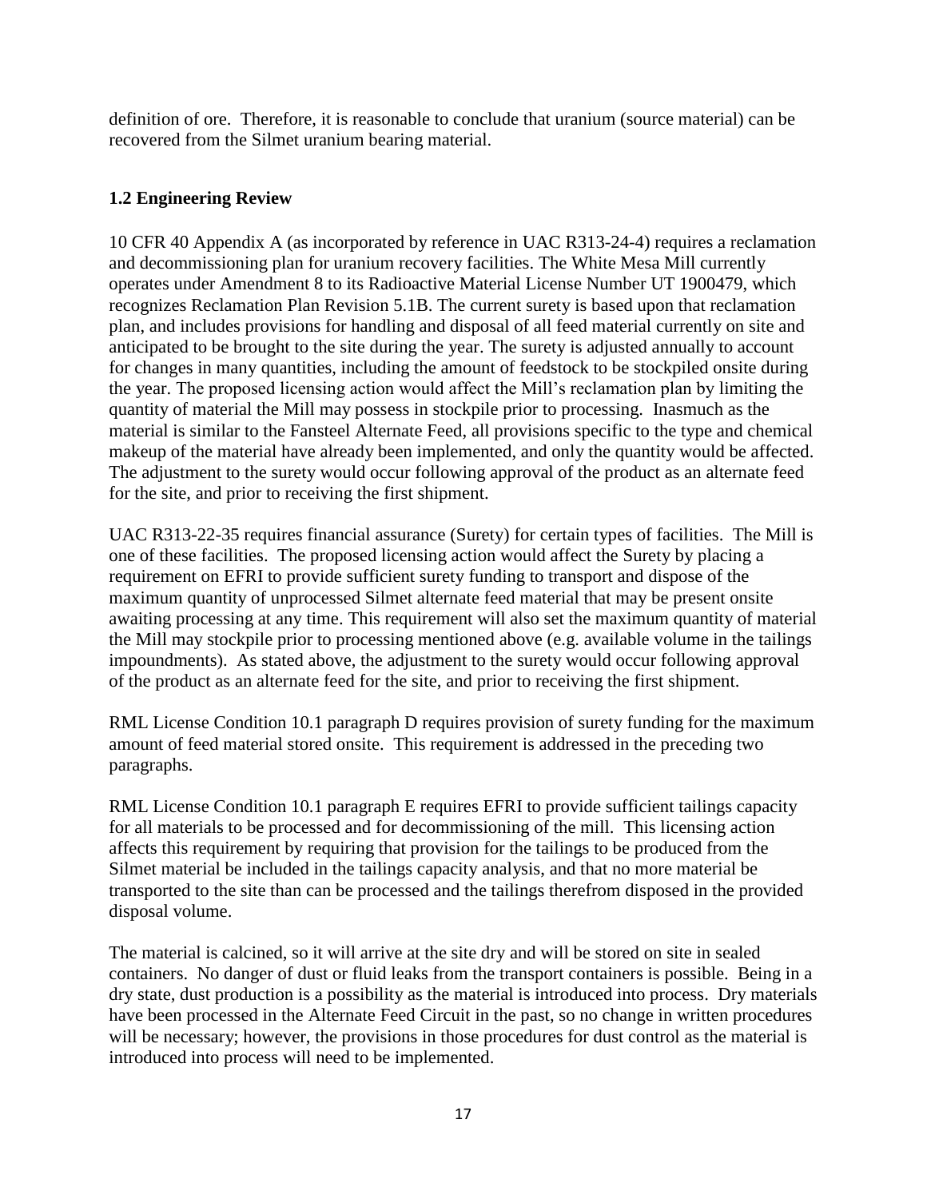definition of ore. Therefore, it is reasonable to conclude that uranium (source material) can be recovered from the Silmet uranium bearing material.

## 1.2 Engineering Review

10 CFR 40 Appendix A (as incorporated by reference in UAC R313-24-4) requires a reclamation and decommissioning plan for uranium recovery facilities. The White Mesa Mill currently operates under Amendment 8 to its Radioactive Material License Number UT 1900479, which recognizes Reclamation Plan Revision 5.1B. The current surety is based upon that reclamation plan, and includes provisions for handling and disposal of all feed material currently on site and anticipated to be brought to the site during the year. The surety is adjusted annually to account for changes in many quantities, including the amount of feedstock to be stockpiled onsite during the year. The proposed licensing action would affect the Mill's reclamation plan by limiting the quantity of material the Mill may possess in stockpile prior to processing. Inasmuch as the material is similar to the Fansteel Alternate Feed, all provisions specific to the type and chemical makeup of the material have already been implemented, and only the quantity would be affected. The adjustment to the surety would occur following approval of the product as an alternate feed for the site, and prior to receiving the first shipment.

UAC R313-22-35 requires financial assurance (Surety) for certain types of facilities. The Mill is one of these facilities. The proposed licensing action would affect the Surety by placing a requirement on EFRI to provide sufficient surety funding to transport and dispose of the maximum quantity of unprocessed Silmet alternate feed material that may be present onsite awaiting processing at any time. This requirement will also set the maximum quantity of material the Mill may stockpile prior to processing mentioned above (e.g. available volume in the tailings impoundments). As stated above, the adjustment to the surety would occur following approval of the product as an alternate feed for the site, and prior to receiving the first shipment.

RML License Condition 10.1 paragraph D requires provision of surety funding for the maximum amount of feed material stored onsite. This requirement is addressed in the preceding two paragraphs.

RML License Condition 10.1 paragraph E requires EFRI to provide sufficient tailings capacity for all materials to be processed and for decommissioning of the mill. This licensing action affects this requirement by requiring that provision for the tailings to be produced from the Silmet material be included in the tailings capacity analysis, and that no more material be transported to the site than can be processed and the tailings therefrom disposed in the provided disposal volume.

The material is calcined, so it will arrive at the site dry and will be stored on site in sealed containers. No danger of dust or fluid leaks from the transport containers is possible. Being in a dry state, dust production is a possibility as the material is introduced into process. Dry materials have been processed in the Alternate Feed Circuit in the past, so no change in written procedures will be necessary; however, the provisions in those procedures for dust control as the material is introduced into process will need to be implemented.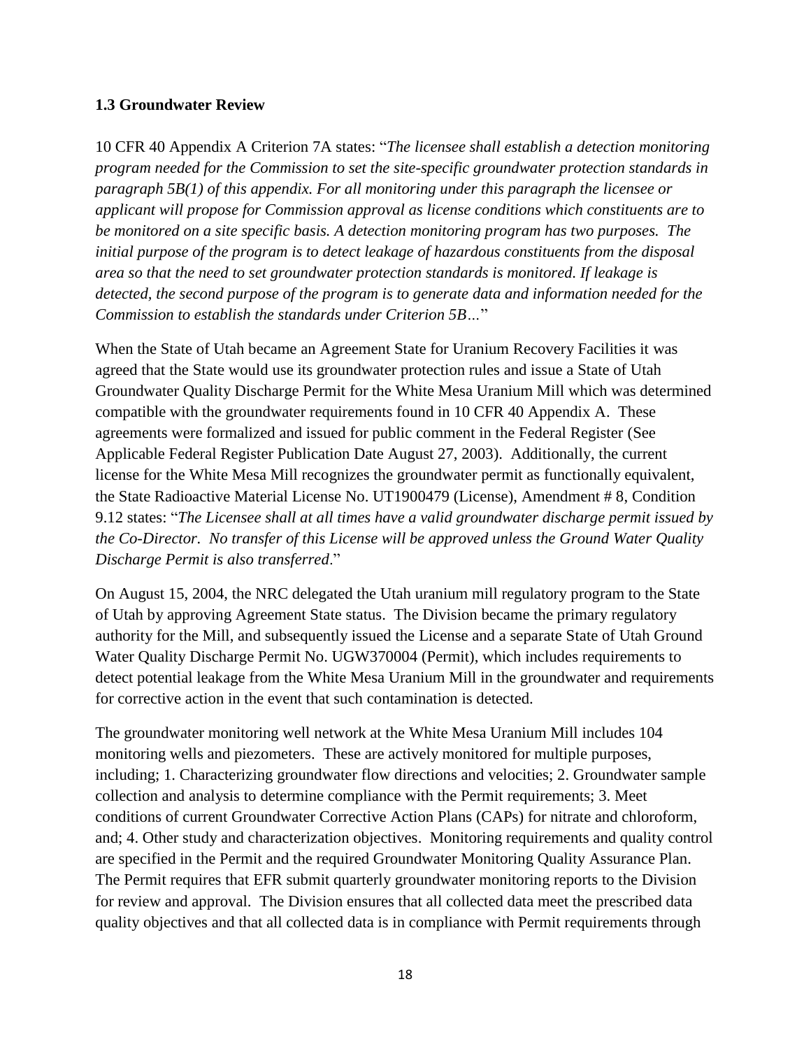### 1.3 Groundwater Review

10 CFR 40 Appendix A Criterion 7A states: "*The licensee shall establish a detection monitoring program needed for the Commission to set the site-specific groundwater protection standards in paragraph 5B(1) of this appendix. For all monitoring under this paragraph the licensee or applicant will propose for Commission approval as license conditions which constituents are to be monitored on a site specific basis. A detection monitoring program has two purposes. The initial purpose of the program is to detect leakage of hazardous constituents from the disposal area so that the need to set groundwater protection standards is monitored. If leakage is detected, the second purpose of the program is to generate data and information needed for the Commission to establish the standards under Criterion 5B…*"

When the State of Utah became an Agreement State for Uranium Recovery Facilities it was agreed that the State would use its groundwater protection rules and issue a State of Utah Groundwater Quality Discharge Permit for the White Mesa Uranium Mill which was determined compatible with the groundwater requirements found in 10 CFR 40 Appendix A. These agreements were formalized and issued for public comment in the Federal Register (See Applicable Federal Register Publication Date August 27, 2003). Additionally, the current license for the White Mesa Mill recognizes the groundwater permit as functionally equivalent, the State Radioactive Material License No. UT1900479 (License), Amendment # 8, Condition 9.12 states: "*The Licensee shall at all times have a valid groundwater discharge permit issued by the Co-Director. No transfer of this License will be approved unless the Ground Water Quality Discharge Permit is also transferred*."

On August 15, 2004, the NRC delegated the Utah uranium mill regulatory program to the State of Utah by approving Agreement State status. The Division became the primary regulatory authority for the Mill, and subsequently issued the License and a separate State of Utah Ground Water Quality Discharge Permit No. UGW370004 (Permit), which includes requirements to detect potential leakage from the White Mesa Uranium Mill in the groundwater and requirements for corrective action in the event that such contamination is detected.

The groundwater monitoring well network at the White Mesa Uranium Mill includes 104 monitoring wells and piezometers. These are actively monitored for multiple purposes, including; 1. Characterizing groundwater flow directions and velocities; 2. Groundwater sample collection and analysis to determine compliance with the Permit requirements; 3. Meet conditions of current Groundwater Corrective Action Plans (CAPs) for nitrate and chloroform, and; 4. Other study and characterization objectives. Monitoring requirements and quality control are specified in the Permit and the required Groundwater Monitoring Quality Assurance Plan. The Permit requires that EFR submit quarterly groundwater monitoring reports to the Division for review and approval. The Division ensures that all collected data meet the prescribed data quality objectives and that all collected data is in compliance with Permit requirements through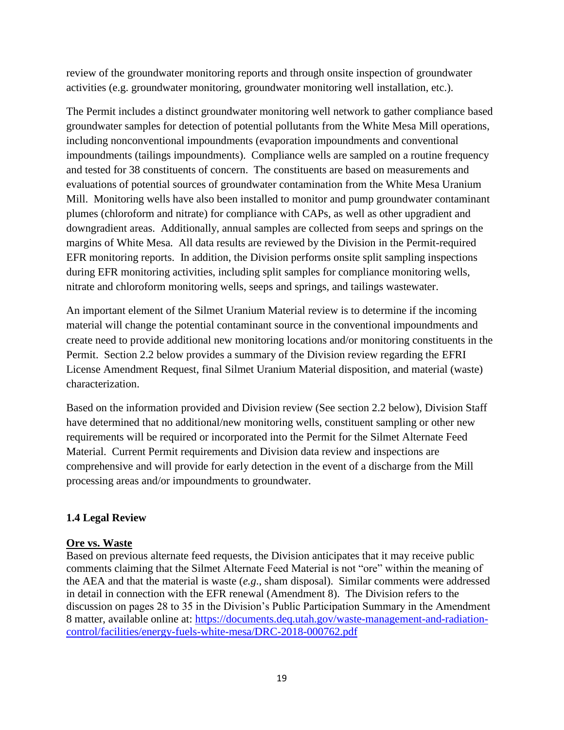review of the groundwater monitoring reports and through onsite inspection of groundwater activities (e.g. groundwater monitoring, groundwater monitoring well installation, etc.).

The Permit includes a distinct groundwater monitoring well network to gather compliance based groundwater samples for detection of potential pollutants from the White Mesa Mill operations, including nonconventional impoundments (evaporation impoundments and conventional impoundments (tailings impoundments). Compliance wells are sampled on a routine frequency and tested for 38 constituents of concern. The constituents are based on measurements and evaluations of potential sources of groundwater contamination from the White Mesa Uranium Mill. Monitoring wells have also been installed to monitor and pump groundwater contaminant plumes (chloroform and nitrate) for compliance with CAPs, as well as other upgradient and downgradient areas. Additionally, annual samples are collected from seeps and springs on the margins of White Mesa. All data results are reviewed by the Division in the Permit-required EFR monitoring reports. In addition, the Division performs onsite split sampling inspections during EFR monitoring activities, including split samples for compliance monitoring wells, nitrate and chloroform monitoring wells, seeps and springs, and tailings wastewater.

An important element of the Silmet Uranium Material review is to determine if the incoming material will change the potential contaminant source in the conventional impoundments and create need to provide additional new monitoring locations and/or monitoring constituents in the Permit. Section 2.2 below provides a summary of the Division review regarding the EFRI License Amendment Request, final Silmet Uranium Material disposition, and material (waste) characterization.

Based on the information provided and Division review (See section 2.2 below), Division Staff have determined that no additional/new monitoring wells, constituent sampling or other new requirements will be required or incorporated into the Permit for the Silmet Alternate Feed Material. Current Permit requirements and Division data review and inspections are comprehensive and will provide for early detection in the event of a discharge from the Mill processing areas and/or impoundments to groundwater.

### 1.4 Legal Review

**Ore vs. Waste**

Based on previous alternate feed requests, the Division anticipates that it may receive public comments claiming that the Silmet Alternate Feed Material is not "ore" within the meaning of the AEA and that the material is waste (*e.g*., sham disposal). Similar comments were addressed in detail in connection with the EFR renewal (Amendment 8). The Division refers to the discussion on pages 28 to 35 in the Division's Public Participation Summary in the Amendment 8 matter, available online at: [https://documents.deq.utah.gov/waste-management-and-radiation-control/facilities/energy-fuels-white-mesa/DRC-2018-000762.pdf](https://documents.deq.utah.gov/waste-management-and-radiation-control/facilities/energy-fuels-white-mesa/DRC-2018-000762.pdf)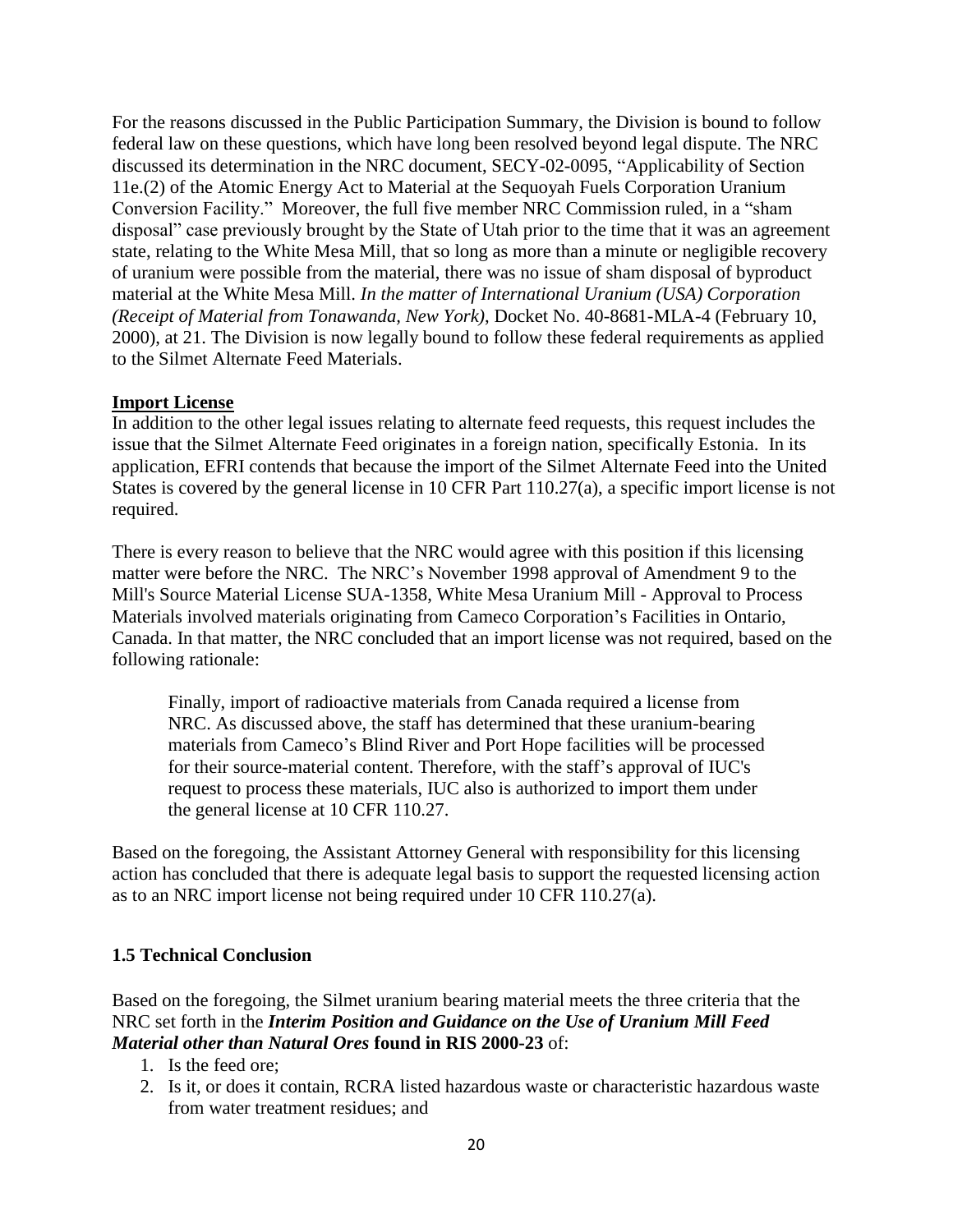For the reasons discussed in the Public Participation Summary, the Division is bound to follow federal law on these questions, which have long been resolved beyond legal dispute. The NRC discussed its determination in the NRC document, SECY-02-0095, "Applicability of Section 11e.(2) of the Atomic Energy Act to Material at the Sequoyah Fuels Corporation Uranium Conversion Facility." Moreover, the full five member NRC Commission ruled, in a "sham disposal" case previously brought by the State of Utah prior to the time that it was an agreement state, relating to the White Mesa Mill, that so long as more than a minute or negligible recovery of uranium were possible from the material, there was no issue of sham disposal of byproduct material at the White Mesa Mill. *In the matter of International Uranium (USA) Corporation (Receipt of Material from Tonawanda, New York)*, Docket No. 40-8681-MLA-4 (February 10, 2000), at 21. The Division is now legally bound to follow these federal requirements as applied to the Silmet Alternate Feed Materials.

**Import License**

In addition to the other legal issues relating to alternate feed requests, this request includes the issue that the Silmet Alternate Feed originates in a foreign nation, specifically Estonia. In its application, EFRI contends that because the import of the Silmet Alternate Feed into the United States is covered by the general license in 10 CFR Part 110.27(a), a specific import license is not required.

There is every reason to believe that the NRC would agree with this position if this licensing matter were before the NRC. The NRC's November 1998 approval of Amendment 9 to the Mill's Source Material License SUA-1358, White Mesa Uranium Mill - Approval to Process Materials involved materials originating from Cameco Corporation's Facilities in Ontario, Canada. In that matter, the NRC concluded that an import license was not required, based on the following rationale:

> Finally, import of radioactive materials from Canada required a license from NRC. As discussed above, the staff has determined that these uranium-bearing materials from Cameco's Blind River and Port Hope facilities will be processed for their source-material content. Therefore, with the staff's approval of IUC's request to process these materials, IUC also is authorized to import them under the general license at 10 CFR 110.27.

Based on the foregoing, the Assistant Attorney General with responsibility for this licensing action has concluded that there is adequate legal basis to support the requested licensing action as to an NRC import license not being required under 10 CFR 110.27(a).

### 1.5 Technical Conclusion

Based on the foregoing, the Silmet uranium bearing material meets the three criteria that the NRC set forth in the ***Interim Position and Guidance on the Use of Uranium Mill Feed Material other than Natural Ores*** **found in RIS 2000-23** of:

1. Is the feed ore;
2. Is it, or does it contain, RCRA listed hazardous waste or characteristic hazardous waste from water treatment residues; and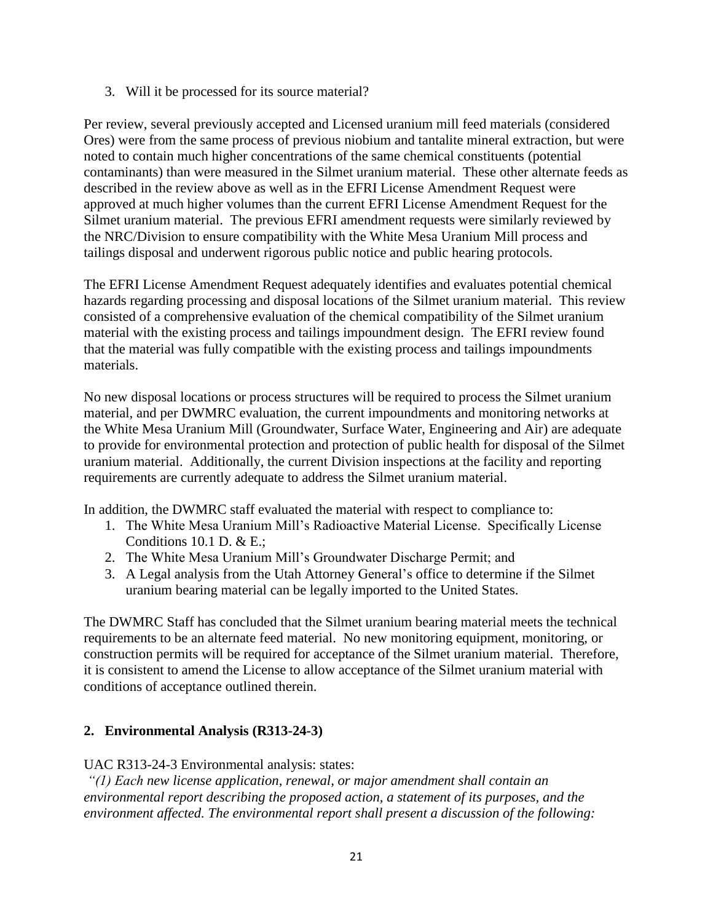3. Will it be processed for its source material?

Per review, several previously accepted and Licensed uranium mill feed materials (considered Ores) were from the same process of previous niobium and tantalite mineral extraction, but were noted to contain much higher concentrations of the same chemical constituents (potential contaminants) than were measured in the Silmet uranium material. These other alternate feeds as described in the review above as well as in the EFRI License Amendment Request were approved at much higher volumes than the current EFRI License Amendment Request for the Silmet uranium material. The previous EFRI amendment requests were similarly reviewed by the NRC/Division to ensure compatibility with the White Mesa Uranium Mill process and tailings disposal and underwent rigorous public notice and public hearing protocols.

The EFRI License Amendment Request adequately identifies and evaluates potential chemical hazards regarding processing and disposal locations of the Silmet uranium material. This review consisted of a comprehensive evaluation of the chemical compatibility of the Silmet uranium material with the existing process and tailings impoundment design. The EFRI review found that the material was fully compatible with the existing process and tailings impoundments materials.

No new disposal locations or process structures will be required to process the Silmet uranium material, and per DWMRC evaluation, the current impoundments and monitoring networks at the White Mesa Uranium Mill (Groundwater, Surface Water, Engineering and Air) are adequate to provide for environmental protection and protection of public health for disposal of the Silmet uranium material. Additionally, the current Division inspections at the facility and reporting requirements are currently adequate to address the Silmet uranium material.

In addition, the DWMRC staff evaluated the material with respect to compliance to:

1. The White Mesa Uranium Mill's Radioactive Material License. Specifically License Conditions 10.1 D. & E.;
2. The White Mesa Uranium Mill's Groundwater Discharge Permit; and
3. A Legal analysis from the Utah Attorney General's office to determine if the Silmet uranium bearing material can be legally imported to the United States.

The DWMRC Staff has concluded that the Silmet uranium bearing material meets the technical requirements to be an alternate feed material. No new monitoring equipment, monitoring, or construction permits will be required for acceptance of the Silmet uranium material. Therefore, it is consistent to amend the License to allow acceptance of the Silmet uranium material with conditions of acceptance outlined therein.

## 2. Environmental Analysis (R313-24-3)

UAC R313-24-3 Environmental analysis: states:

*"(1) Each new license application, renewal, or major amendment shall contain an environmental report describing the proposed action, a statement of its purposes, and the environment affected. The environmental report shall present a discussion of the following:*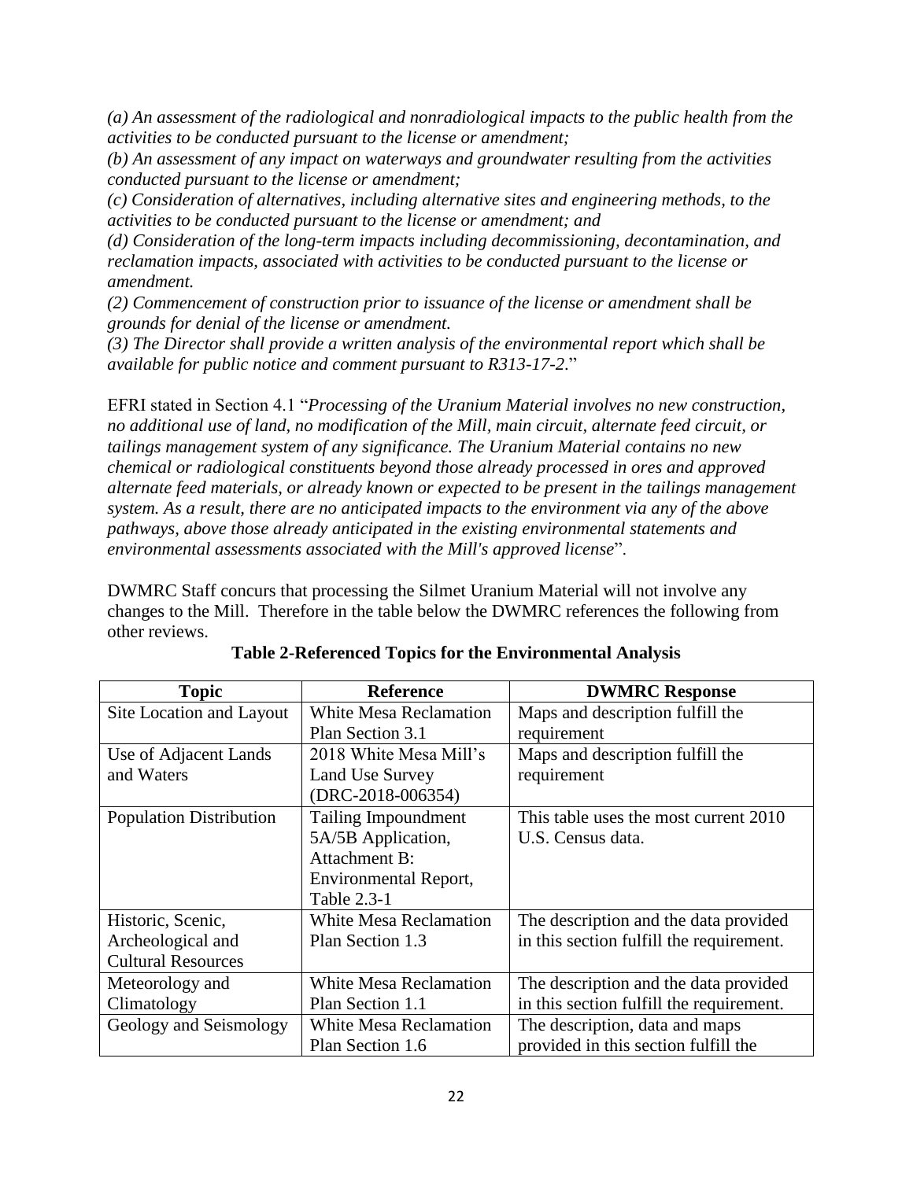*(a) An assessment of the radiological and nonradiological impacts to the public health from the activities to be conducted pursuant to the license or amendment;*
*(b) An assessment of any impact on waterways and groundwater resulting from the activities conducted pursuant to the license or amendment;*
*(c) Consideration of alternatives, including alternative sites and engineering methods, to the activities to be conducted pursuant to the license or amendment; and*
*(d) Consideration of the long-term impacts including decommissioning, decontamination, and reclamation impacts, associated with activities to be conducted pursuant to the license or amendment.*
*(2) Commencement of construction prior to issuance of the license or amendment shall be grounds for denial of the license or amendment.*
*(3) The Director shall provide a written analysis of the environmental report which shall be available for public notice and comment pursuant to R313-17-2.*"

EFRI stated in Section 4.1 "*Processing of the Uranium Material involves no new construction, no additional use of land, no modification of the Mill, main circuit, alternate feed circuit, or tailings management system of any significance. The Uranium Material contains no new chemical or radiological constituents beyond those already processed in ores and approved alternate feed materials, or already known or expected to be present in the tailings management system. As a result, there are no anticipated impacts to the environment via any of the above pathways, above those already anticipated in the existing environmental statements and environmental assessments associated with the Mill's approved license*".

DWMRC Staff concurs that processing the Silmet Uranium Material will not involve any changes to the Mill. Therefore in the table below the DWMRC references the following from other reviews.

**Table 2-Referenced Topics for the Environmental Analysis**

| Topic | Reference | DWMRC Response |
|---|---|---|
| Site Location and Layout | White Mesa Reclamation Plan Section 3.1 | Maps and description fulfill the requirement |
| Use of Adjacent Lands and Waters | 2018 White Mesa Mill's Land Use Survey (DRC-2018-006354) | Maps and description fulfill the requirement |
| Population Distribution | Tailing Impoundment 5A/5B Application, Attachment B: Environmental Report, Table 2.3-1 | This table uses the most current 2010 U.S. Census data. |
| Historic, Scenic, Archeological and Cultural Resources | White Mesa Reclamation Plan Section 1.3 | The description and the data provided in this section fulfill the requirement. |
| Meteorology and Climatology | White Mesa Reclamation Plan Section 1.1 | The description and the data provided in this section fulfill the requirement. |
| Geology and Seismology | White Mesa Reclamation Plan Section 1.6 | The description, data and maps provided in this section fulfill the |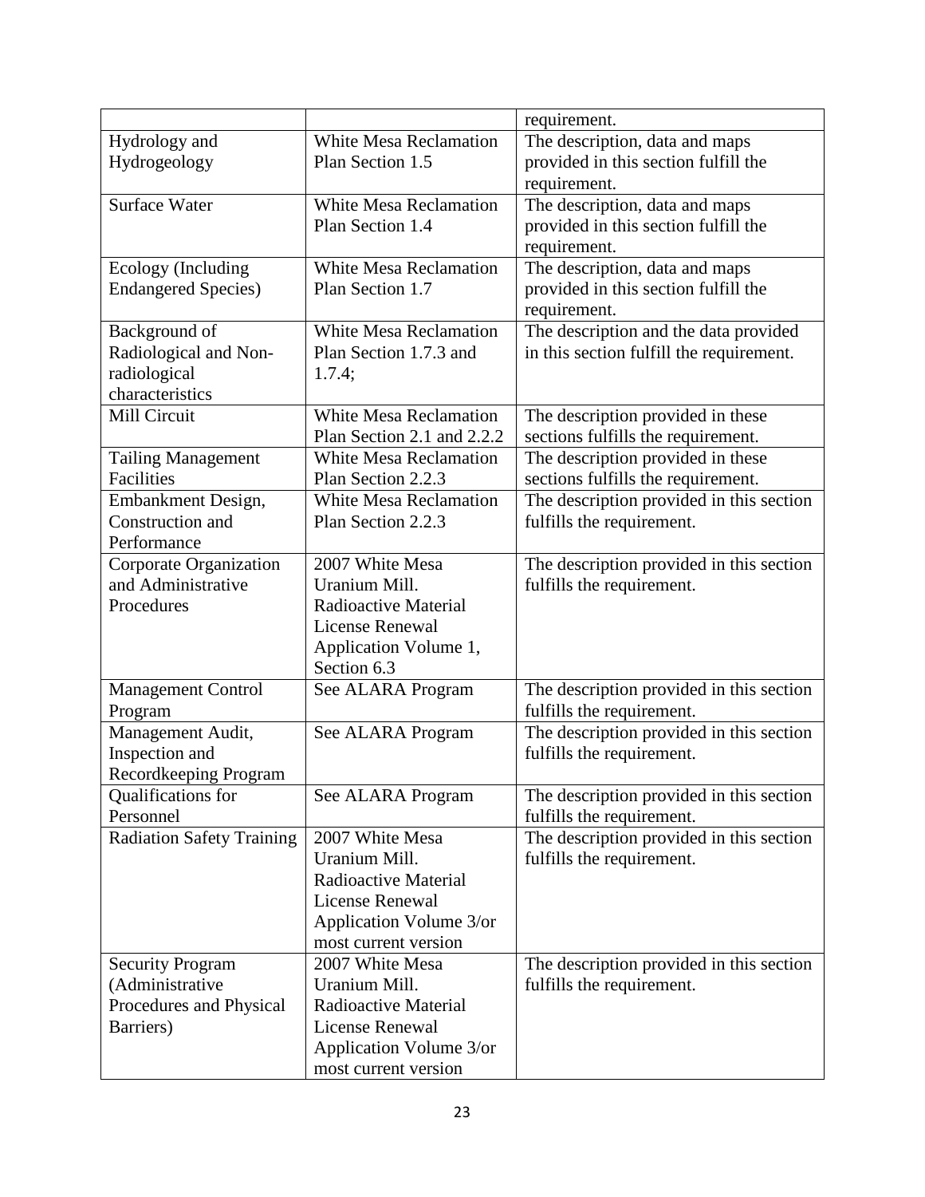| | | requirement. |
|---|---|---|
| Hydrology and Hydrogeology | White Mesa Reclamation Plan Section 1.5 | The description, data and maps provided in this section fulfill the requirement. |
| Surface Water | White Mesa Reclamation Plan Section 1.4 | The description, data and maps provided in this section fulfill the requirement. |
| Ecology (Including Endangered Species) | White Mesa Reclamation Plan Section 1.7 | The description, data and maps provided in this section fulfill the requirement. |
| Background of Radiological and Non-radiological characteristics | White Mesa Reclamation Plan Section 1.7.3 and 1.7.4; | The description and the data provided in this section fulfill the requirement. |
| Mill Circuit | White Mesa Reclamation Plan Section 2.1 and 2.2.2 | The description provided in these sections fulfills the requirement. |
| Tailing Management Facilities | White Mesa Reclamation Plan Section 2.2.3 | The description provided in these sections fulfills the requirement. |
| Embankment Design, Construction and Performance | White Mesa Reclamation Plan Section 2.2.3 | The description provided in this section fulfills the requirement. |
| Corporate Organization and Administrative Procedures | 2007 White Mesa Uranium Mill. Radioactive Material License Renewal Application Volume 1, Section 6.3 | The description provided in this section fulfills the requirement. |
| Management Control Program | See ALARA Program | The description provided in this section fulfills the requirement. |
| Management Audit, Inspection and Recordkeeping Program | See ALARA Program | The description provided in this section fulfills the requirement. |
| Qualifications for Personnel | See ALARA Program | The description provided in this section fulfills the requirement. |
| Radiation Safety Training | 2007 White Mesa Uranium Mill. Radioactive Material License Renewal Application Volume 3/or most current version | The description provided in this section fulfills the requirement. |
| Security Program (Administrative Procedures and Physical Barriers) | 2007 White Mesa Uranium Mill. Radioactive Material License Renewal Application Volume 3/or most current version | The description provided in this section fulfills the requirement. |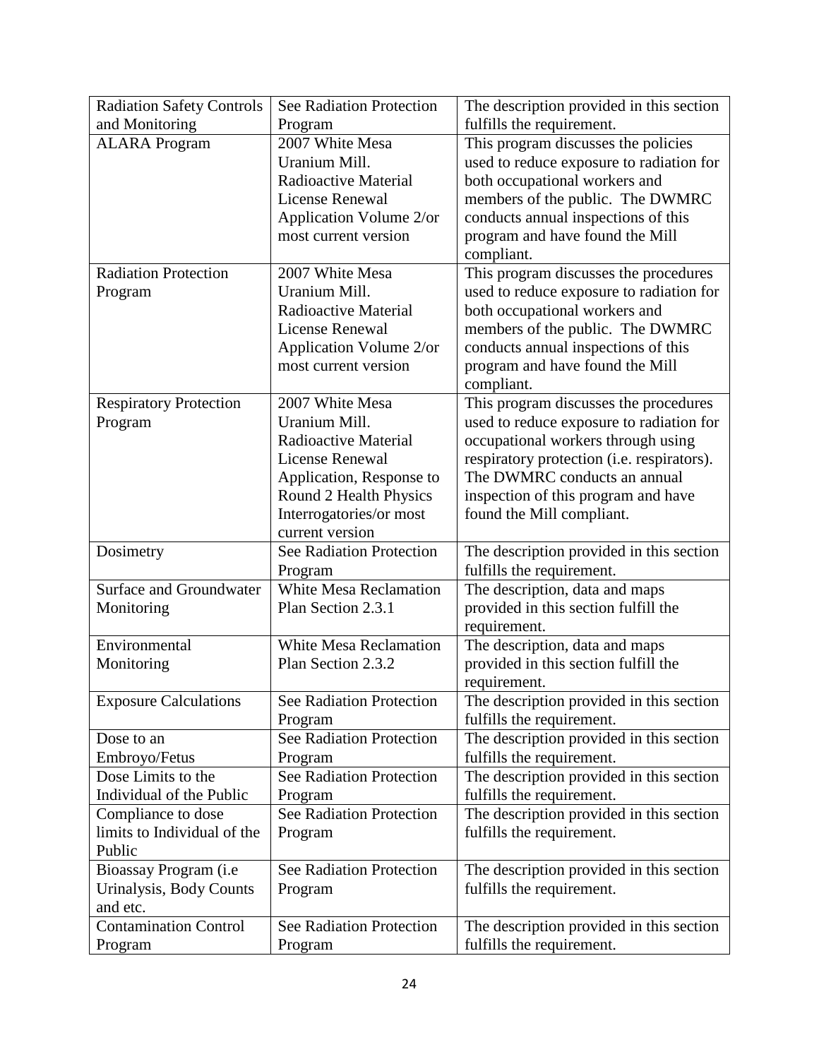| Radiation Safety Controls and Monitoring | See Radiation Protection Program | The description provided in this section fulfills the requirement. |
|---|---|---|
| ALARA Program | 2007 White Mesa Uranium Mill. Radioactive Material License Renewal Application Volume 2/or most current version | This program discusses the policies used to reduce exposure to radiation for both occupational workers and members of the public. The DWMRC conducts annual inspections of this program and have found the Mill compliant. |
| Radiation Protection Program | 2007 White Mesa Uranium Mill. Radioactive Material License Renewal Application Volume 2/or most current version | This program discusses the procedures used to reduce exposure to radiation for both occupational workers and members of the public. The DWMRC conducts annual inspections of this program and have found the Mill compliant. |
| Respiratory Protection Program | 2007 White Mesa Uranium Mill. Radioactive Material License Renewal Application, Response to Round 2 Health Physics Interrogatories/or most current version | This program discusses the procedures used to reduce exposure to radiation for occupational workers through using respiratory protection (i.e. respirators). The DWMRC conducts an annual inspection of this program and have found the Mill compliant. |
| Dosimetry | See Radiation Protection Program | The description provided in this section fulfills the requirement. |
| Surface and Groundwater Monitoring | White Mesa Reclamation Plan Section 2.3.1 | The description, data and maps provided in this section fulfill the requirement. |
| Environmental Monitoring | White Mesa Reclamation Plan Section 2.3.2 | The description, data and maps provided in this section fulfill the requirement. |
| Exposure Calculations | See Radiation Protection Program | The description provided in this section fulfills the requirement. |
| Dose to an Embroyo/Fetus | See Radiation Protection Program | The description provided in this section fulfills the requirement. |
| Dose Limits to the Individual of the Public | See Radiation Protection Program | The description provided in this section fulfills the requirement. |
| Compliance to dose limits to Individual of the Public | See Radiation Protection Program | The description provided in this section fulfills the requirement. |
| Bioassay Program (i.e Urinalysis, Body Counts and etc. | See Radiation Protection Program | The description provided in this section fulfills the requirement. |
| Contamination Control Program | See Radiation Protection Program | The description provided in this section fulfills the requirement. |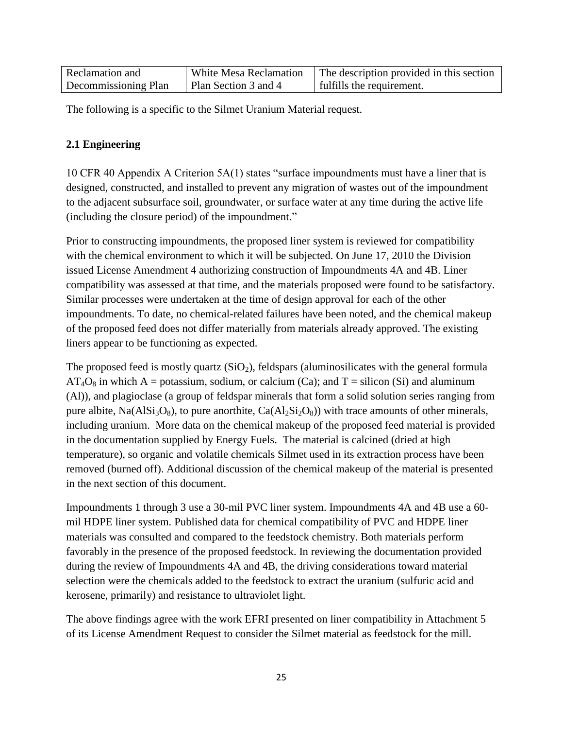| Reclamation and Decommissioning Plan | White Mesa Reclamation Plan Section 3 and 4 | The description provided in this section fulfills the requirement. |
| --- | --- | --- |

The following is a specific to the Silmet Uranium Material request.

**2.1 Engineering**

10 CFR 40 Appendix A Criterion 5A(1) states "surface impoundments must have a liner that is designed, constructed, and installed to prevent any migration of wastes out of the impoundment to the adjacent subsurface soil, groundwater, or surface water at any time during the active life (including the closure period) of the impoundment."

Prior to constructing impoundments, the proposed liner system is reviewed for compatibility with the chemical environment to which it will be subjected. On June 17, 2010 the Division issued License Amendment 4 authorizing construction of Impoundments 4A and 4B. Liner compatibility was assessed at that time, and the materials proposed were found to be satisfactory. Similar processes were undertaken at the time of design approval for each of the other impoundments. To date, no chemical-related failures have been noted, and the chemical makeup of the proposed feed does not differ materially from materials already approved. The existing liners appear to be functioning as expected.

The proposed feed is mostly quartz ($SiO_2$), feldspars (aluminosilicates with the general formula $AT_4O_8$ in which A = potassium, sodium, or calcium (Ca); and T = silicon (Si) and aluminum (Al)), and plagioclase (a group of feldspar minerals that form a solid solution series ranging from pure albite, $Na(AlSi_3O_8)$, to pure anorthite, $Ca(Al_2Si_2O_8)$) with trace amounts of other minerals, including uranium. More data on the chemical makeup of the proposed feed material is provided in the documentation supplied by Energy Fuels. The material is calcined (dried at high temperature), so organic and volatile chemicals Silmet used in its extraction process have been removed (burned off). Additional discussion of the chemical makeup of the material is presented in the next section of this document.

Impoundments 1 through 3 use a 30-mil PVC liner system. Impoundments 4A and 4B use a 60-mil HDPE liner system. Published data for chemical compatibility of PVC and HDPE liner materials was consulted and compared to the feedstock chemistry. Both materials perform favorably in the presence of the proposed feedstock. In reviewing the documentation provided during the review of Impoundments 4A and 4B, the driving considerations toward material selection were the chemicals added to the feedstock to extract the uranium (sulfuric acid and kerosene, primarily) and resistance to ultraviolet light.

The above findings agree with the work EFRI presented on liner compatibility in Attachment 5 of its License Amendment Request to consider the Silmet material as feedstock for the mill.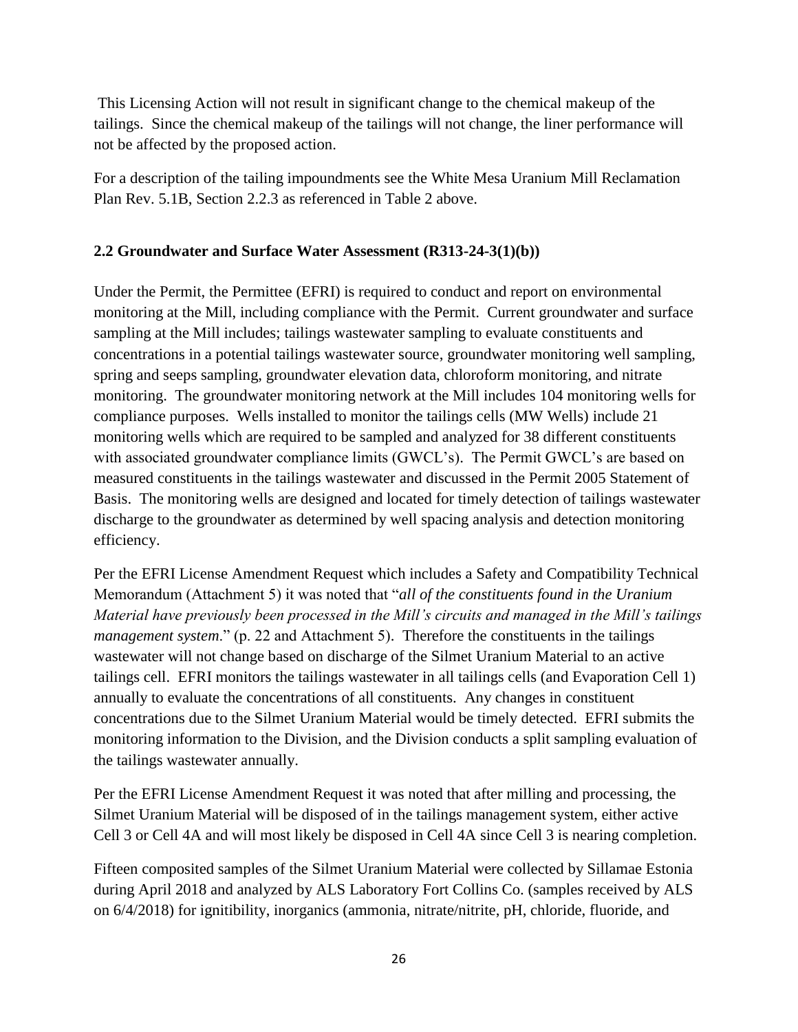This Licensing Action will not result in significant change to the chemical makeup of the tailings. Since the chemical makeup of the tailings will not change, the liner performance will not be affected by the proposed action.

For a description of the tailing impoundments see the White Mesa Uranium Mill Reclamation Plan Rev. 5.1B, Section 2.2.3 as referenced in Table 2 above.

## 2.2 Groundwater and Surface Water Assessment (R313-24-3(1)(b))

Under the Permit, the Permittee (EFRI) is required to conduct and report on environmental monitoring at the Mill, including compliance with the Permit. Current groundwater and surface sampling at the Mill includes; tailings wastewater sampling to evaluate constituents and concentrations in a potential tailings wastewater source, groundwater monitoring well sampling, spring and seeps sampling, groundwater elevation data, chloroform monitoring, and nitrate monitoring. The groundwater monitoring network at the Mill includes 104 monitoring wells for compliance purposes. Wells installed to monitor the tailings cells (MW Wells) include 21 monitoring wells which are required to be sampled and analyzed for 38 different constituents with associated groundwater compliance limits (GWCL's). The Permit GWCL's are based on measured constituents in the tailings wastewater and discussed in the Permit 2005 Statement of Basis. The monitoring wells are designed and located for timely detection of tailings wastewater discharge to the groundwater as determined by well spacing analysis and detection monitoring efficiency.

Per the EFRI License Amendment Request which includes a Safety and Compatibility Technical Memorandum (Attachment 5) it was noted that "*all of the constituents found in the Uranium Material have previously been processed in the Mill's circuits and managed in the Mill's tailings management system*." (p. 22 and Attachment 5). Therefore the constituents in the tailings wastewater will not change based on discharge of the Silmet Uranium Material to an active tailings cell. EFRI monitors the tailings wastewater in all tailings cells (and Evaporation Cell 1) annually to evaluate the concentrations of all constituents. Any changes in constituent concentrations due to the Silmet Uranium Material would be timely detected. EFRI submits the monitoring information to the Division, and the Division conducts a split sampling evaluation of the tailings wastewater annually.

Per the EFRI License Amendment Request it was noted that after milling and processing, the Silmet Uranium Material will be disposed of in the tailings management system, either active Cell 3 or Cell 4A and will most likely be disposed in Cell 4A since Cell 3 is nearing completion.

Fifteen composited samples of the Silmet Uranium Material were collected by Sillamae Estonia during April 2018 and analyzed by ALS Laboratory Fort Collins Co. (samples received by ALS on 6/4/2018) for ignitibility, inorganics (ammonia, nitrate/nitrite, pH, chloride, fluoride, and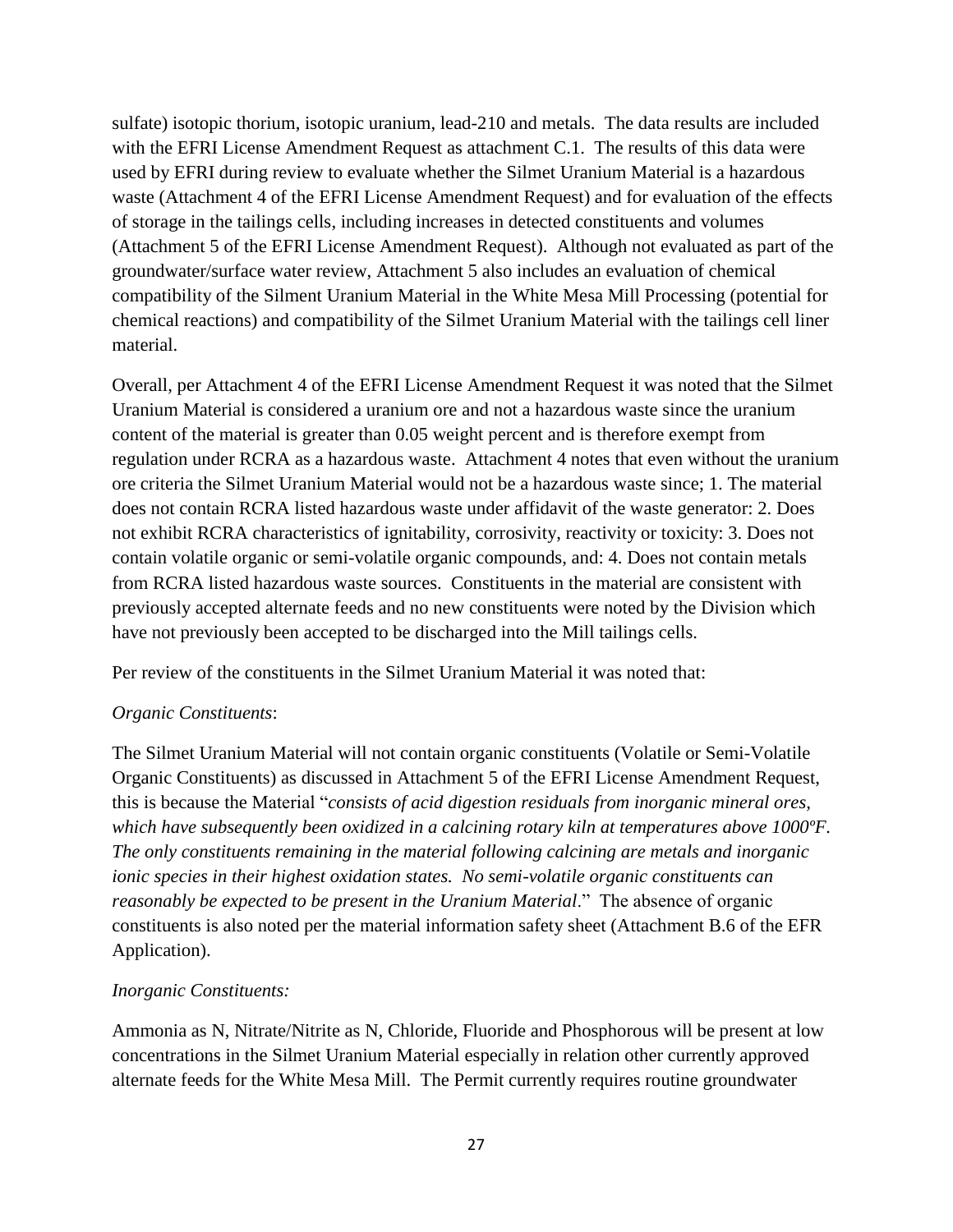sulfate) isotopic thorium, isotopic uranium, lead-210 and metals. The data results are included with the EFRI License Amendment Request as attachment C.1. The results of this data were used by EFRI during review to evaluate whether the Silmet Uranium Material is a hazardous waste (Attachment 4 of the EFRI License Amendment Request) and for evaluation of the effects of storage in the tailings cells, including increases in detected constituents and volumes (Attachment 5 of the EFRI License Amendment Request). Although not evaluated as part of the groundwater/surface water review, Attachment 5 also includes an evaluation of chemical compatibility of the Silment Uranium Material in the White Mesa Mill Processing (potential for chemical reactions) and compatibility of the Silmet Uranium Material with the tailings cell liner material.

Overall, per Attachment 4 of the EFRI License Amendment Request it was noted that the Silmet Uranium Material is considered a uranium ore and not a hazardous waste since the uranium content of the material is greater than 0.05 weight percent and is therefore exempt from regulation under RCRA as a hazardous waste. Attachment 4 notes that even without the uranium ore criteria the Silmet Uranium Material would not be a hazardous waste since; 1. The material does not contain RCRA listed hazardous waste under affidavit of the waste generator: 2. Does not exhibit RCRA characteristics of ignitability, corrosivity, reactivity or toxicity: 3. Does not contain volatile organic or semi-volatile organic compounds, and: 4. Does not contain metals from RCRA listed hazardous waste sources. Constituents in the material are consistent with previously accepted alternate feeds and no new constituents were noted by the Division which have not previously been accepted to be discharged into the Mill tailings cells.

Per review of the constituents in the Silmet Uranium Material it was noted that:

*Organic Constituents*:

The Silmet Uranium Material will not contain organic constituents (Volatile or Semi-Volatile Organic Constituents) as discussed in Attachment 5 of the EFRI License Amendment Request, this is because the Material "*consists of acid digestion residuals from inorganic mineral ores, which have subsequently been oxidized in a calcining rotary kiln at temperatures above 1000ºF. The only constituents remaining in the material following calcining are metals and inorganic ionic species in their highest oxidation states. No semi-volatile organic constituents can reasonably be expected to be present in the Uranium Material*." The absence of organic constituents is also noted per the material information safety sheet (Attachment B.6 of the EFR Application).

*Inorganic Constituents:*

Ammonia as N, Nitrate/Nitrite as N, Chloride, Fluoride and Phosphorous will be present at low concentrations in the Silmet Uranium Material especially in relation other currently approved alternate feeds for the White Mesa Mill. The Permit currently requires routine groundwater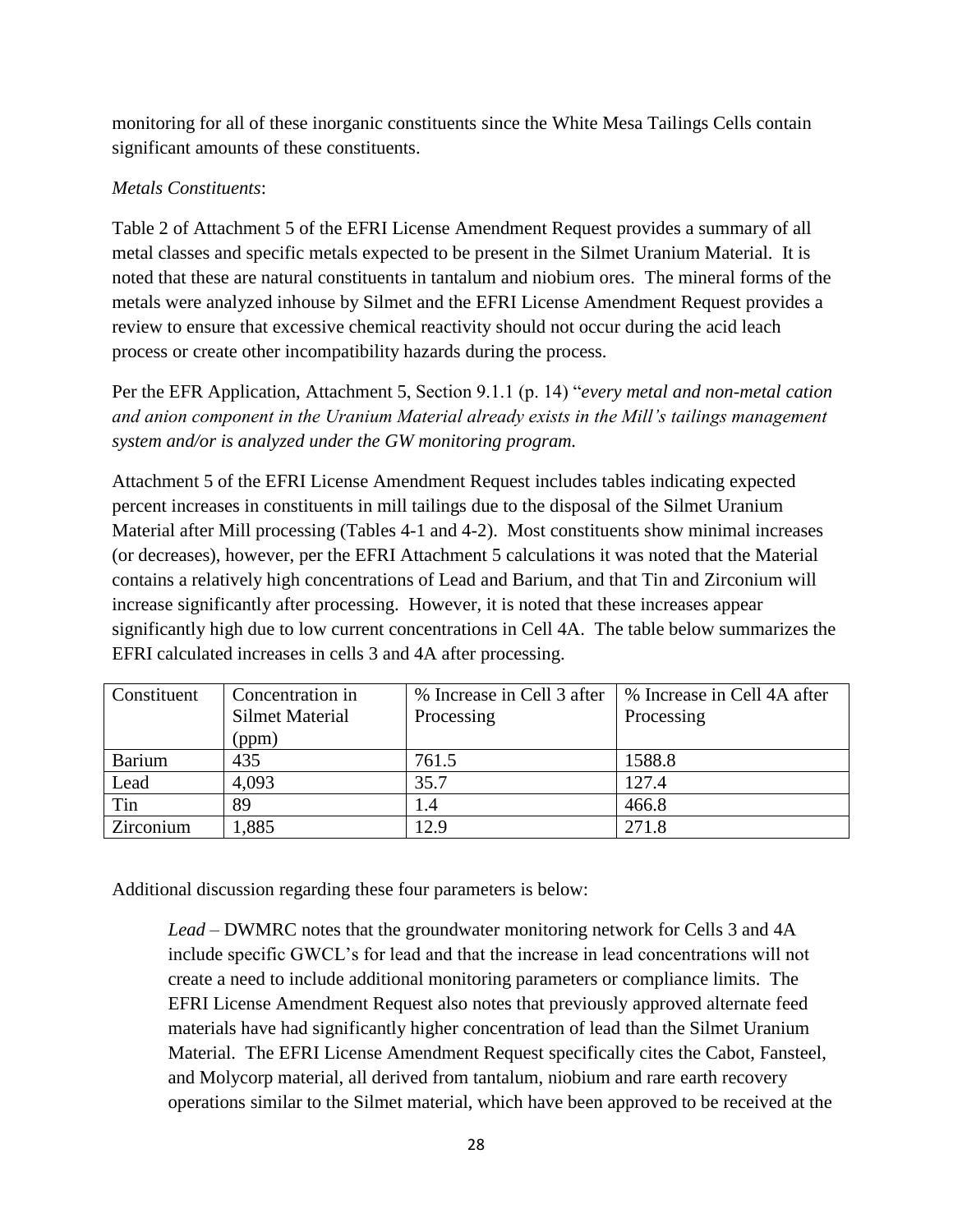monitoring for all of these inorganic constituents since the White Mesa Tailings Cells contain significant amounts of these constituents.

*Metals Constituents*:

Table 2 of Attachment 5 of the EFRI License Amendment Request provides a summary of all metal classes and specific metals expected to be present in the Silmet Uranium Material. It is noted that these are natural constituents in tantalum and niobium ores. The mineral forms of the metals were analyzed inhouse by Silmet and the EFRI License Amendment Request provides a review to ensure that excessive chemical reactivity should not occur during the acid leach process or create other incompatibility hazards during the process.

Per the EFR Application, Attachment 5, Section 9.1.1 (p. 14) "*every metal and non-metal cation and anion component in the Uranium Material already exists in the Mill's tailings management system and/or is analyzed under the GW monitoring program.*

Attachment 5 of the EFRI License Amendment Request includes tables indicating expected percent increases in constituents in mill tailings due to the disposal of the Silmet Uranium Material after Mill processing (Tables 4-1 and 4-2). Most constituents show minimal increases (or decreases), however, per the EFRI Attachment 5 calculations it was noted that the Material contains a relatively high concentrations of Lead and Barium, and that Tin and Zirconium will increase significantly after processing. However, it is noted that these increases appear significantly high due to low current concentrations in Cell 4A. The table below summarizes the EFRI calculated increases in cells 3 and 4A after processing.

| Constituent | Concentration in Silmet Material (ppm) | % Increase in Cell 3 after Processing | % Increase in Cell 4A after Processing |
|---|---|---|---|
| Barium | 435 | 761.5 | 1588.8 |
| Lead | 4,093 | 35.7 | 127.4 |
| Tin | 89 | 1.4 | 466.8 |
| Zirconium | 1,885 | 12.9 | 271.8 |

Additional discussion regarding these four parameters is below:

> *Lead* – DWMRC notes that the groundwater monitoring network for Cells 3 and 4A include specific GWCL's for lead and that the increase in lead concentrations will not create a need to include additional monitoring parameters or compliance limits. The EFRI License Amendment Request also notes that previously approved alternate feed materials have had significantly higher concentration of lead than the Silmet Uranium Material. The EFRI License Amendment Request specifically cites the Cabot, Fansteel, and Molycorp material, all derived from tantalum, niobium and rare earth recovery operations similar to the Silmet material, which have been approved to be received at the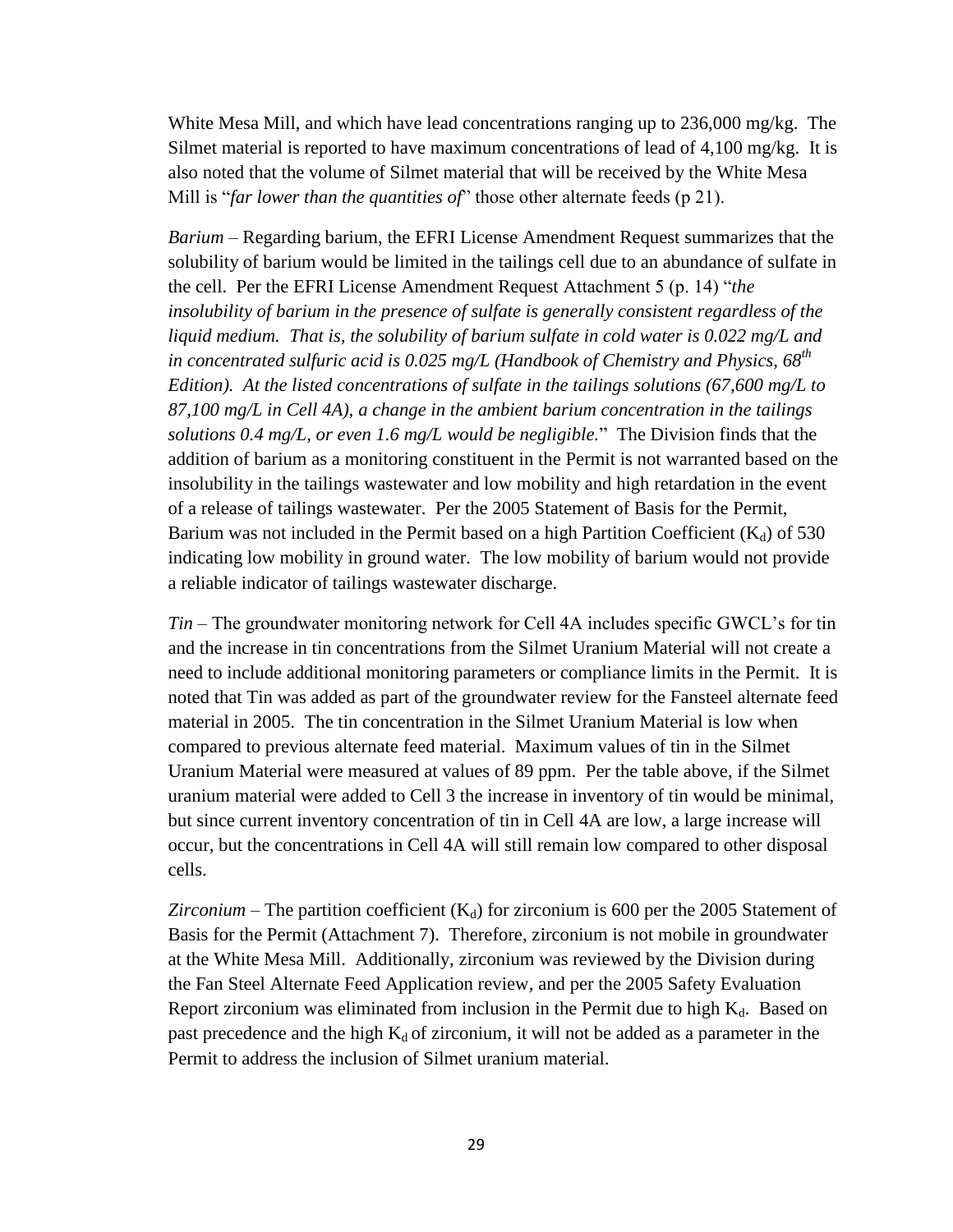White Mesa Mill, and which have lead concentrations ranging up to 236,000 mg/kg. The Silmet material is reported to have maximum concentrations of lead of 4,100 mg/kg. It is also noted that the volume of Silmet material that will be received by the White Mesa Mill is "*far lower than the quantities of*" those other alternate feeds (p 21).

*Barium* – Regarding barium, the EFRI License Amendment Request summarizes that the solubility of barium would be limited in the tailings cell due to an abundance of sulfate in the cell. Per the EFRI License Amendment Request Attachment 5 (p. 14) "*the insolubility of barium in the presence of sulfate is generally consistent regardless of the liquid medium. That is, the solubility of barium sulfate in cold water is 0.022 mg/L and in concentrated sulfuric acid is 0.025 mg/L (Handbook of Chemistry and Physics, 68th Edition). At the listed concentrations of sulfate in the tailings solutions (67,600 mg/L to 87,100 mg/L in Cell 4A), a change in the ambient barium concentration in the tailings solutions 0.4 mg/L, or even 1.6 mg/L would be negligible.*" The Division finds that the addition of barium as a monitoring constituent in the Permit is not warranted based on the insolubility in the tailings wastewater and low mobility and high retardation in the event of a release of tailings wastewater. Per the 2005 Statement of Basis for the Permit, Barium was not included in the Permit based on a high Partition Coefficient ($K_d$) of 530 indicating low mobility in ground water. The low mobility of barium would not provide a reliable indicator of tailings wastewater discharge.

*Tin* – The groundwater monitoring network for Cell 4A includes specific GWCL's for tin and the increase in tin concentrations from the Silmet Uranium Material will not create a need to include additional monitoring parameters or compliance limits in the Permit. It is noted that Tin was added as part of the groundwater review for the Fansteel alternate feed material in 2005. The tin concentration in the Silmet Uranium Material is low when compared to previous alternate feed material. Maximum values of tin in the Silmet Uranium Material were measured at values of 89 ppm. Per the table above, if the Silmet uranium material were added to Cell 3 the increase in inventory of tin would be minimal, but since current inventory concentration of tin in Cell 4A are low, a large increase will occur, but the concentrations in Cell 4A will still remain low compared to other disposal cells.

*Zirconium* – The partition coefficient ($K_d$) for zirconium is 600 per the 2005 Statement of Basis for the Permit (Attachment 7). Therefore, zirconium is not mobile in groundwater at the White Mesa Mill. Additionally, zirconium was reviewed by the Division during the Fan Steel Alternate Feed Application review, and per the 2005 Safety Evaluation Report zirconium was eliminated from inclusion in the Permit due to high $K_d$. Based on past precedence and the high $K_d$ of zirconium, it will not be added as a parameter in the Permit to address the inclusion of Silmet uranium material.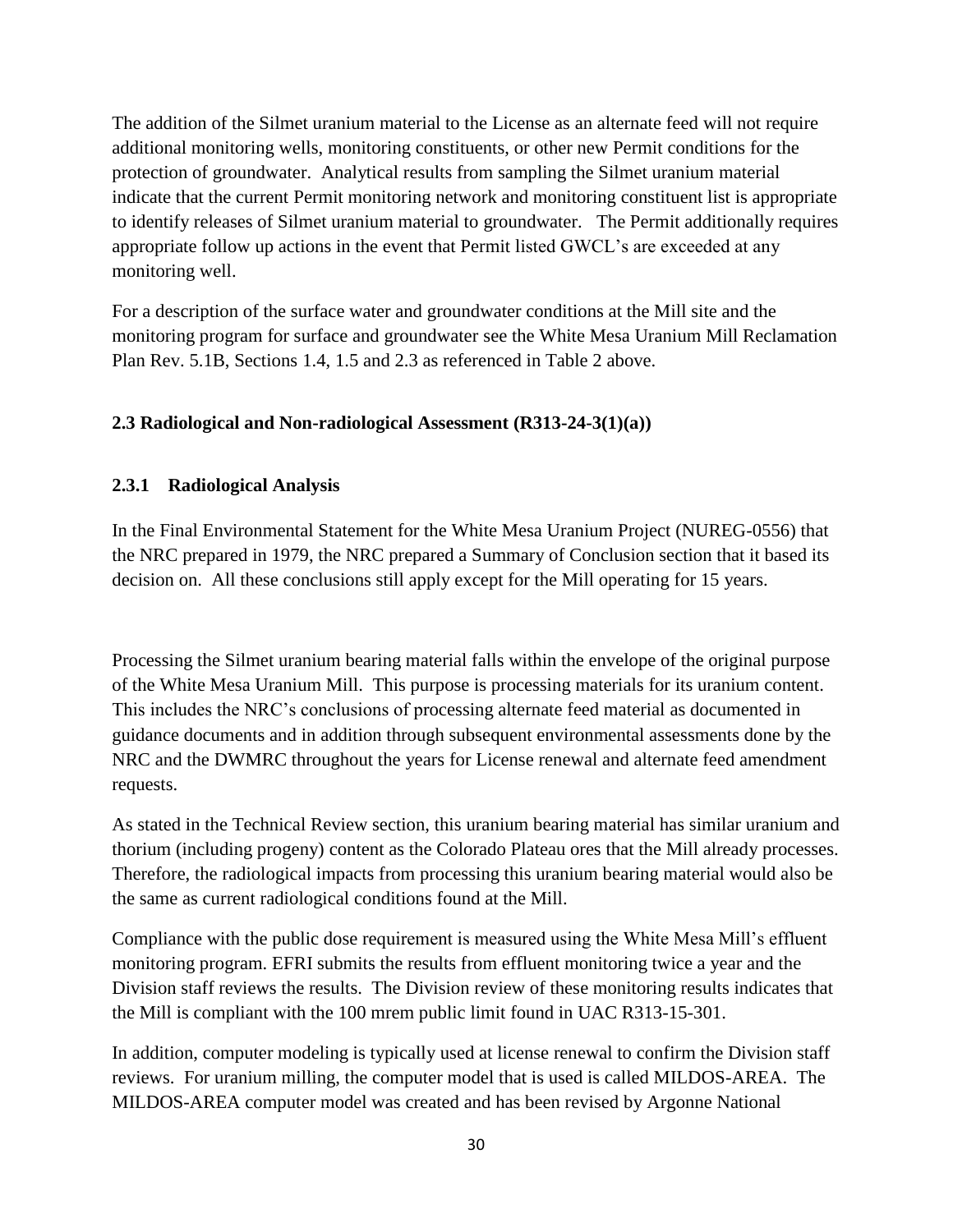The addition of the Silmet uranium material to the License as an alternate feed will not require additional monitoring wells, monitoring constituents, or other new Permit conditions for the protection of groundwater. Analytical results from sampling the Silmet uranium material indicate that the current Permit monitoring network and monitoring constituent list is appropriate to identify releases of Silmet uranium material to groundwater. The Permit additionally requires appropriate follow up actions in the event that Permit listed GWCL's are exceeded at any monitoring well.

For a description of the surface water and groundwater conditions at the Mill site and the monitoring program for surface and groundwater see the White Mesa Uranium Mill Reclamation Plan Rev. 5.1B, Sections 1.4, 1.5 and 2.3 as referenced in Table 2 above.

## 2.3 Radiological and Non-radiological Assessment (R313-24-3(1)(a))

### 2.3.1 Radiological Analysis

In the Final Environmental Statement for the White Mesa Uranium Project (NUREG-0556) that the NRC prepared in 1979, the NRC prepared a Summary of Conclusion section that it based its decision on. All these conclusions still apply except for the Mill operating for 15 years.

Processing the Silmet uranium bearing material falls within the envelope of the original purpose of the White Mesa Uranium Mill. This purpose is processing materials for its uranium content. This includes the NRC's conclusions of processing alternate feed material as documented in guidance documents and in addition through subsequent environmental assessments done by the NRC and the DWMRC throughout the years for License renewal and alternate feed amendment requests.

As stated in the Technical Review section, this uranium bearing material has similar uranium and thorium (including progeny) content as the Colorado Plateau ores that the Mill already processes. Therefore, the radiological impacts from processing this uranium bearing material would also be the same as current radiological conditions found at the Mill.

Compliance with the public dose requirement is measured using the White Mesa Mill's effluent monitoring program. EFRI submits the results from effluent monitoring twice a year and the Division staff reviews the results. The Division review of these monitoring results indicates that the Mill is compliant with the 100 mrem public limit found in UAC R313-15-301.

In addition, computer modeling is typically used at license renewal to confirm the Division staff reviews. For uranium milling, the computer model that is used is called MILDOS-AREA. The MILDOS-AREA computer model was created and has been revised by Argonne National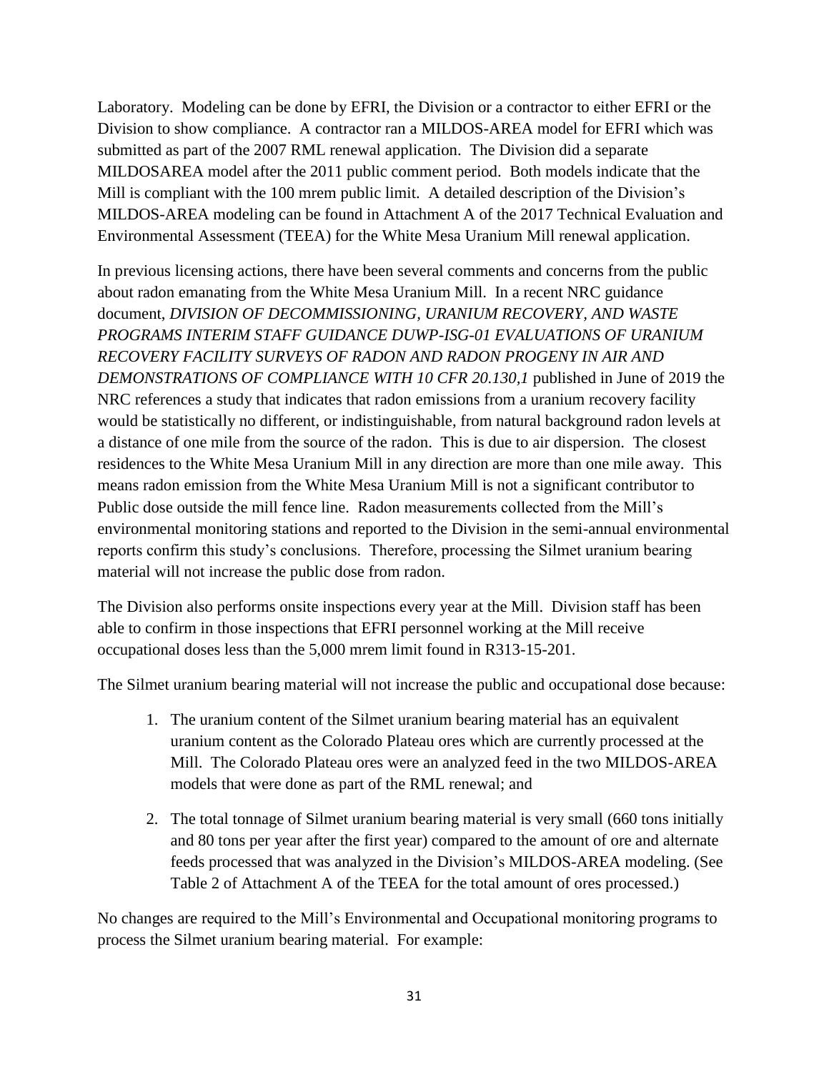Laboratory. Modeling can be done by EFRI, the Division or a contractor to either EFRI or the Division to show compliance. A contractor ran a MILDOS-AREA model for EFRI which was submitted as part of the 2007 RML renewal application. The Division did a separate MILDOSAREA model after the 2011 public comment period. Both models indicate that the Mill is compliant with the 100 mrem public limit. A detailed description of the Division's MILDOS-AREA modeling can be found in Attachment A of the 2017 Technical Evaluation and Environmental Assessment (TEEA) for the White Mesa Uranium Mill renewal application.

In previous licensing actions, there have been several comments and concerns from the public about radon emanating from the White Mesa Uranium Mill. In a recent NRC guidance document, *DIVISION OF DECOMMISSIONING, URANIUM RECOVERY, AND WASTE PROGRAMS INTERIM STAFF GUIDANCE DUWP-ISG-01 EVALUATIONS OF URANIUM RECOVERY FACILITY SURVEYS OF RADON AND RADON PROGENY IN AIR AND DEMONSTRATIONS OF COMPLIANCE WITH 10 CFR 20.130,1* published in June of 2019 the NRC references a study that indicates that radon emissions from a uranium recovery facility would be statistically no different, or indistinguishable, from natural background radon levels at a distance of one mile from the source of the radon. This is due to air dispersion. The closest residences to the White Mesa Uranium Mill in any direction are more than one mile away. This means radon emission from the White Mesa Uranium Mill is not a significant contributor to Public dose outside the mill fence line. Radon measurements collected from the Mill's environmental monitoring stations and reported to the Division in the semi-annual environmental reports confirm this study's conclusions. Therefore, processing the Silmet uranium bearing material will not increase the public dose from radon.

The Division also performs onsite inspections every year at the Mill. Division staff has been able to confirm in those inspections that EFRI personnel working at the Mill receive occupational doses less than the 5,000 mrem limit found in R313-15-201.

The Silmet uranium bearing material will not increase the public and occupational dose because:

1. The uranium content of the Silmet uranium bearing material has an equivalent uranium content as the Colorado Plateau ores which are currently processed at the Mill. The Colorado Plateau ores were an analyzed feed in the two MILDOS-AREA models that were done as part of the RML renewal; and
2. The total tonnage of Silmet uranium bearing material is very small (660 tons initially and 80 tons per year after the first year) compared to the amount of ore and alternate feeds processed that was analyzed in the Division's MILDOS-AREA modeling. (See Table 2 of Attachment A of the TEEA for the total amount of ores processed.)

No changes are required to the Mill's Environmental and Occupational monitoring programs to process the Silmet uranium bearing material. For example: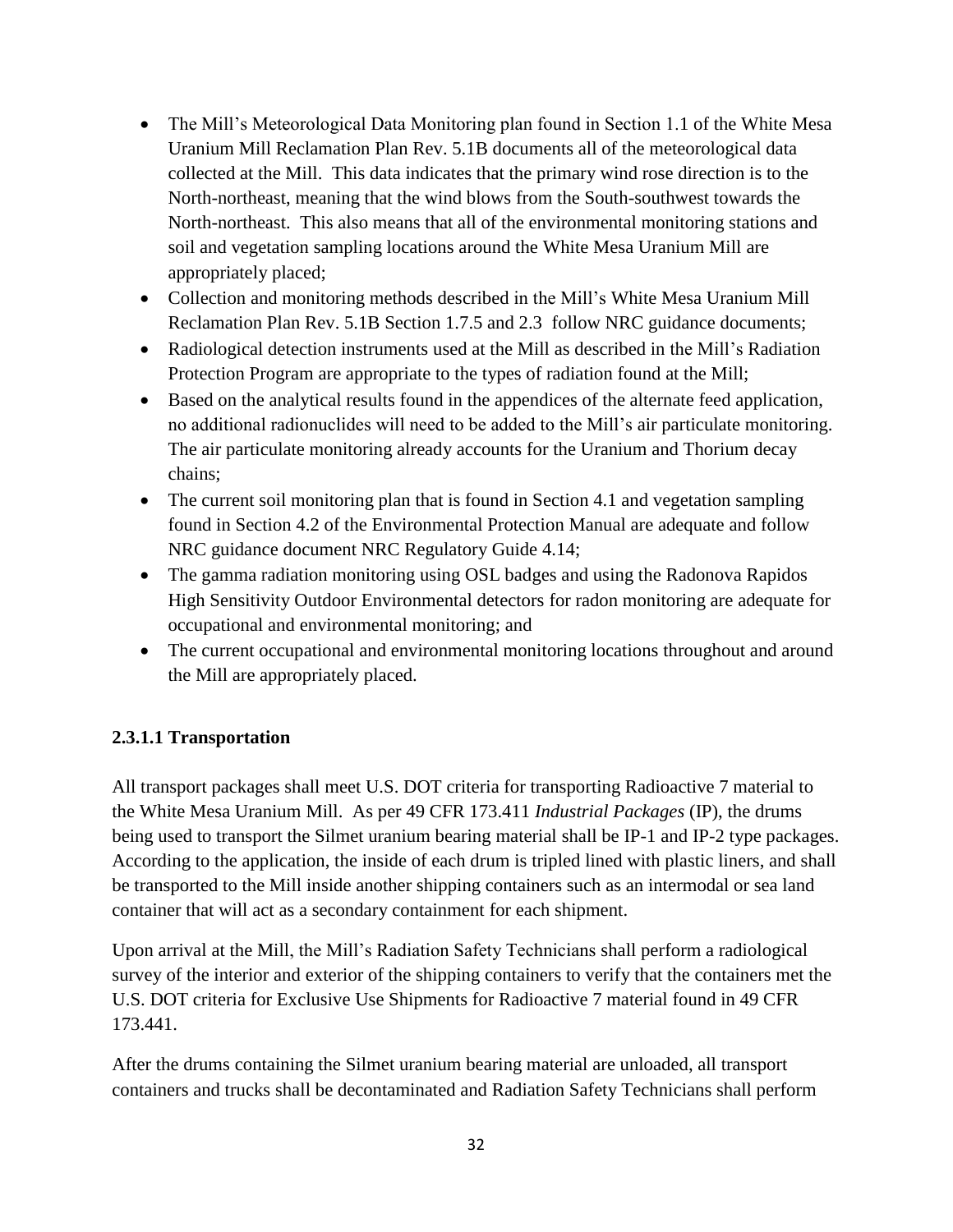- The Mill's Meteorological Data Monitoring plan found in Section 1.1 of the White Mesa Uranium Mill Reclamation Plan Rev. 5.1B documents all of the meteorological data collected at the Mill. This data indicates that the primary wind rose direction is to the North-northeast, meaning that the wind blows from the South-southwest towards the North-northeast. This also means that all of the environmental monitoring stations and soil and vegetation sampling locations around the White Mesa Uranium Mill are appropriately placed;
- Collection and monitoring methods described in the Mill's White Mesa Uranium Mill Reclamation Plan Rev. 5.1B Section 1.7.5 and 2.3 follow NRC guidance documents;
- Radiological detection instruments used at the Mill as described in the Mill's Radiation Protection Program are appropriate to the types of radiation found at the Mill;
- Based on the analytical results found in the appendices of the alternate feed application, no additional radionuclides will need to be added to the Mill's air particulate monitoring. The air particulate monitoring already accounts for the Uranium and Thorium decay chains;
- The current soil monitoring plan that is found in Section 4.1 and vegetation sampling found in Section 4.2 of the Environmental Protection Manual are adequate and follow NRC guidance document NRC Regulatory Guide 4.14;
- The gamma radiation monitoring using OSL badges and using the Radonova Rapidos High Sensitivity Outdoor Environmental detectors for radon monitoring are adequate for occupational and environmental monitoring; and
- The current occupational and environmental monitoring locations throughout and around the Mill are appropriately placed.

#### 2.3.1.1 Transportation

All transport packages shall meet U.S. DOT criteria for transporting Radioactive 7 material to the White Mesa Uranium Mill. As per 49 CFR 173.411 *Industrial Packages* (IP), the drums being used to transport the Silmet uranium bearing material shall be IP-1 and IP-2 type packages. According to the application, the inside of each drum is tripled lined with plastic liners, and shall be transported to the Mill inside another shipping containers such as an intermodal or sea land container that will act as a secondary containment for each shipment.

Upon arrival at the Mill, the Mill's Radiation Safety Technicians shall perform a radiological survey of the interior and exterior of the shipping containers to verify that the containers met the U.S. DOT criteria for Exclusive Use Shipments for Radioactive 7 material found in 49 CFR 173.441.

After the drums containing the Silmet uranium bearing material are unloaded, all transport containers and trucks shall be decontaminated and Radiation Safety Technicians shall perform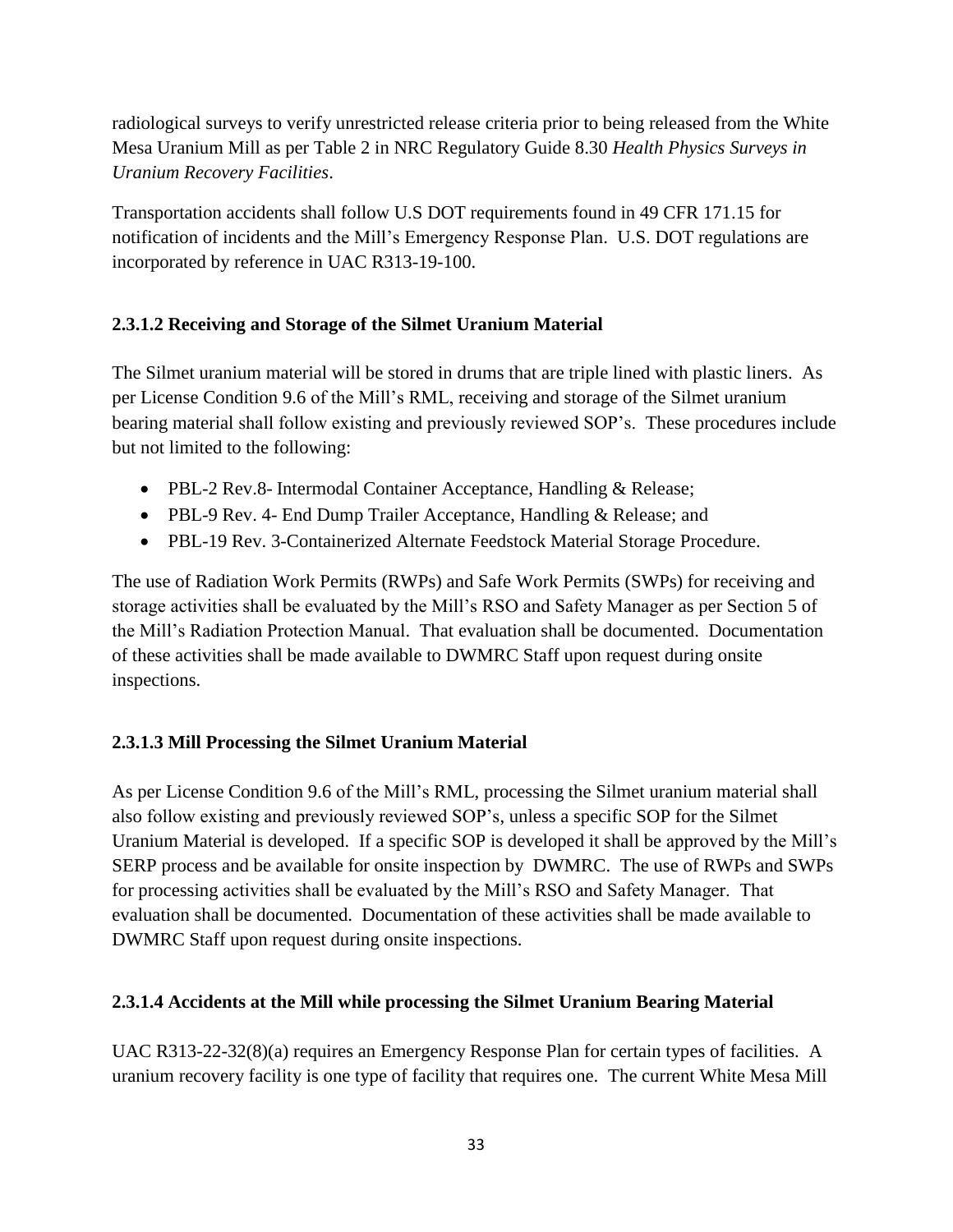radiological surveys to verify unrestricted release criteria prior to being released from the White Mesa Uranium Mill as per Table 2 in NRC Regulatory Guide 8.30 *Health Physics Surveys in Uranium Recovery Facilities*.

Transportation accidents shall follow U.S DOT requirements found in 49 CFR 171.15 for notification of incidents and the Mill's Emergency Response Plan. U.S. DOT regulations are incorporated by reference in UAC R313-19-100.

### 2.3.1.2 Receiving and Storage of the Silmet Uranium Material

The Silmet uranium material will be stored in drums that are triple lined with plastic liners. As per License Condition 9.6 of the Mill's RML, receiving and storage of the Silmet uranium bearing material shall follow existing and previously reviewed SOP's. These procedures include but not limited to the following:

- PBL-2 Rev.8- Intermodal Container Acceptance, Handling & Release;
- PBL-9 Rev. 4- End Dump Trailer Acceptance, Handling & Release; and
- PBL-19 Rev. 3-Containerized Alternate Feedstock Material Storage Procedure.

The use of Radiation Work Permits (RWPs) and Safe Work Permits (SWPs) for receiving and storage activities shall be evaluated by the Mill's RSO and Safety Manager as per Section 5 of the Mill's Radiation Protection Manual. That evaluation shall be documented. Documentation of these activities shall be made available to DWMRC Staff upon request during onsite inspections.

### 2.3.1.3 Mill Processing the Silmet Uranium Material

As per License Condition 9.6 of the Mill's RML, processing the Silmet uranium material shall also follow existing and previously reviewed SOP's, unless a specific SOP for the Silmet Uranium Material is developed. If a specific SOP is developed it shall be approved by the Mill's SERP process and be available for onsite inspection by DWMRC. The use of RWPs and SWPs for processing activities shall be evaluated by the Mill's RSO and Safety Manager. That evaluation shall be documented. Documentation of these activities shall be made available to DWMRC Staff upon request during onsite inspections.

### 2.3.1.4 Accidents at the Mill while processing the Silmet Uranium Bearing Material

UAC R313-22-32(8)(a) requires an Emergency Response Plan for certain types of facilities. A uranium recovery facility is one type of facility that requires one. The current White Mesa Mill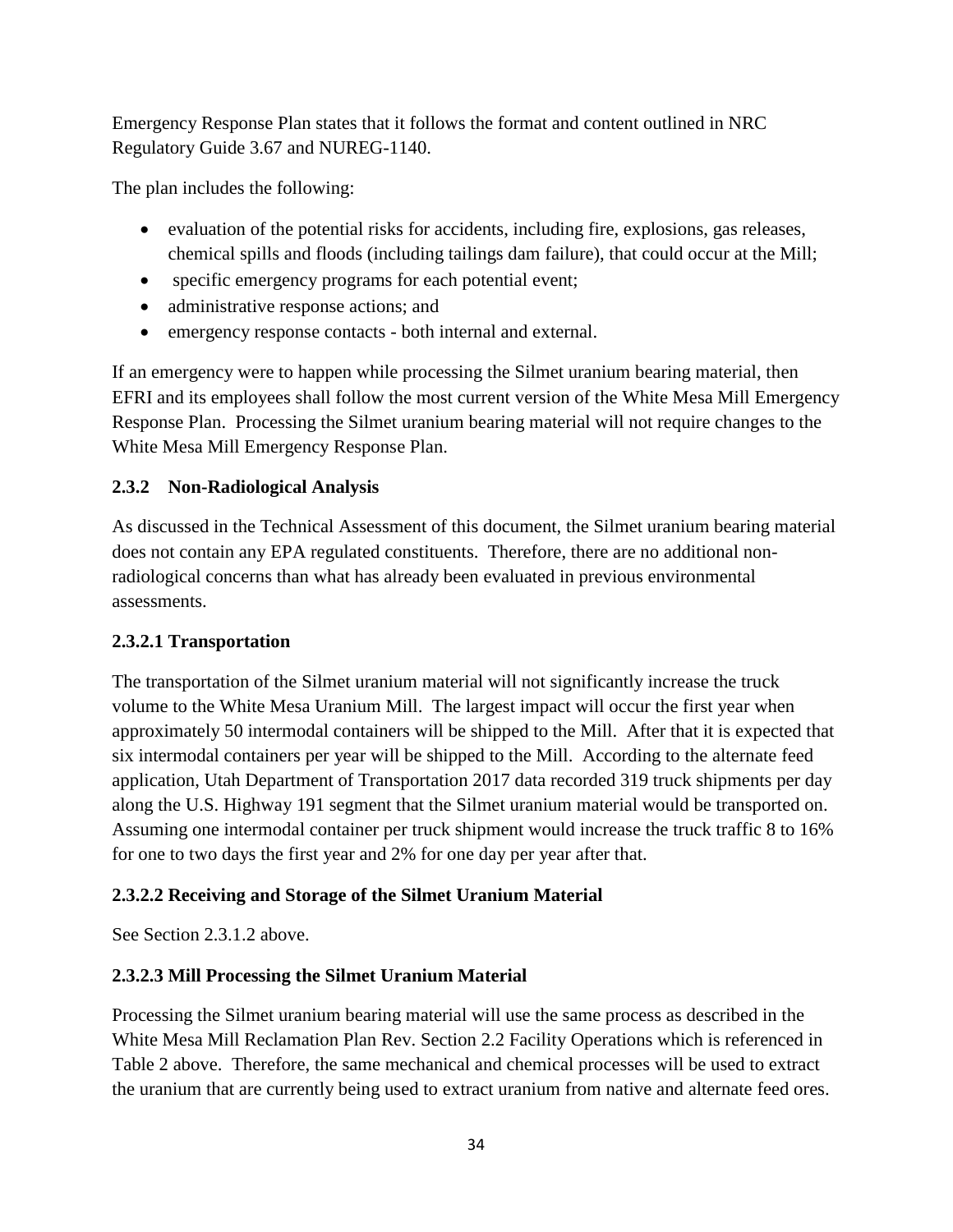Emergency Response Plan states that it follows the format and content outlined in NRC Regulatory Guide 3.67 and NUREG-1140.

The plan includes the following:

- evaluation of the potential risks for accidents, including fire, explosions, gas releases, chemical spills and floods (including tailings dam failure), that could occur at the Mill;
- specific emergency programs for each potential event;
- administrative response actions; and
- emergency response contacts - both internal and external.

If an emergency were to happen while processing the Silmet uranium bearing material, then EFRI and its employees shall follow the most current version of the White Mesa Mill Emergency Response Plan. Processing the Silmet uranium bearing material will not require changes to the White Mesa Mill Emergency Response Plan.

### 2.3.2 Non-Radiological Analysis

As discussed in the Technical Assessment of this document, the Silmet uranium bearing material does not contain any EPA regulated constituents. Therefore, there are no additional non-radiological concerns than what has already been evaluated in previous environmental assessments.

#### 2.3.2.1 Transportation

The transportation of the Silmet uranium material will not significantly increase the truck volume to the White Mesa Uranium Mill. The largest impact will occur the first year when approximately 50 intermodal containers will be shipped to the Mill. After that it is expected that six intermodal containers per year will be shipped to the Mill. According to the alternate feed application, Utah Department of Transportation 2017 data recorded 319 truck shipments per day along the U.S. Highway 191 segment that the Silmet uranium material would be transported on. Assuming one intermodal container per truck shipment would increase the truck traffic 8 to 16% for one to two days the first year and 2% for one day per year after that.

#### 2.3.2.2 Receiving and Storage of the Silmet Uranium Material

See Section 2.3.1.2 above.

#### 2.3.2.3 Mill Processing the Silmet Uranium Material

Processing the Silmet uranium bearing material will use the same process as described in the White Mesa Mill Reclamation Plan Rev. Section 2.2 Facility Operations which is referenced in Table 2 above. Therefore, the same mechanical and chemical processes will be used to extract the uranium that are currently being used to extract uranium from native and alternate feed ores.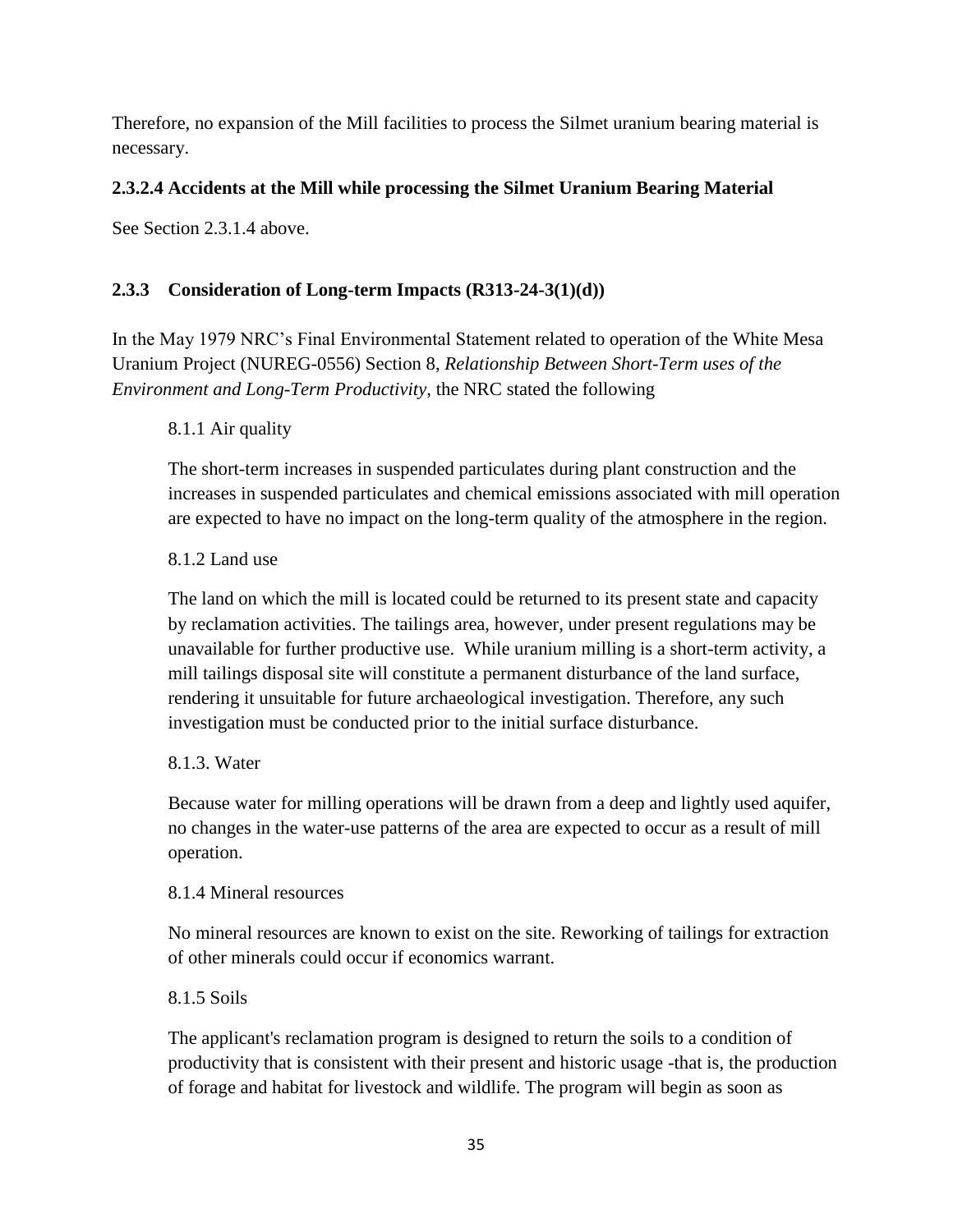Therefore, no expansion of the Mill facilities to process the Silmet uranium bearing material is necessary.

#### 2.3.2.4 Accidents at the Mill while processing the Silmet Uranium Bearing Material

See Section 2.3.1.4 above.

### 2.3.3 Consideration of Long-term Impacts (R313-24-3(1)(d))

In the May 1979 NRC's Final Environmental Statement related to operation of the White Mesa Uranium Project (NUREG-0556) Section 8, *Relationship Between Short-Term uses of the Environment and Long-Term Productivity*, the NRC stated the following

> 8.1.1 Air quality
>
> The short-term increases in suspended particulates during plant construction and the increases in suspended particulates and chemical emissions associated with mill operation are expected to have no impact on the long-term quality of the atmosphere in the region.
>
> 8.1.2 Land use
>
> The land on which the mill is located could be returned to its present state and capacity by reclamation activities. The tailings area, however, under present regulations may be unavailable for further productive use. While uranium milling is a short-term activity, a mill tailings disposal site will constitute a permanent disturbance of the land surface, rendering it unsuitable for future archaeological investigation. Therefore, any such investigation must be conducted prior to the initial surface disturbance.
>
> 8.1.3. Water
>
> Because water for milling operations will be drawn from a deep and lightly used aquifer, no changes in the water-use patterns of the area are expected to occur as a result of mill operation.
>
> 8.1.4 Mineral resources
>
> No mineral resources are known to exist on the site. Reworking of tailings for extraction of other minerals could occur if economics warrant.
>
> 8.1.5 Soils
>
> The applicant's reclamation program is designed to return the soils to a condition of productivity that is consistent with their present and historic usage -that is, the production of forage and habitat for livestock and wildlife. The program will begin as soon as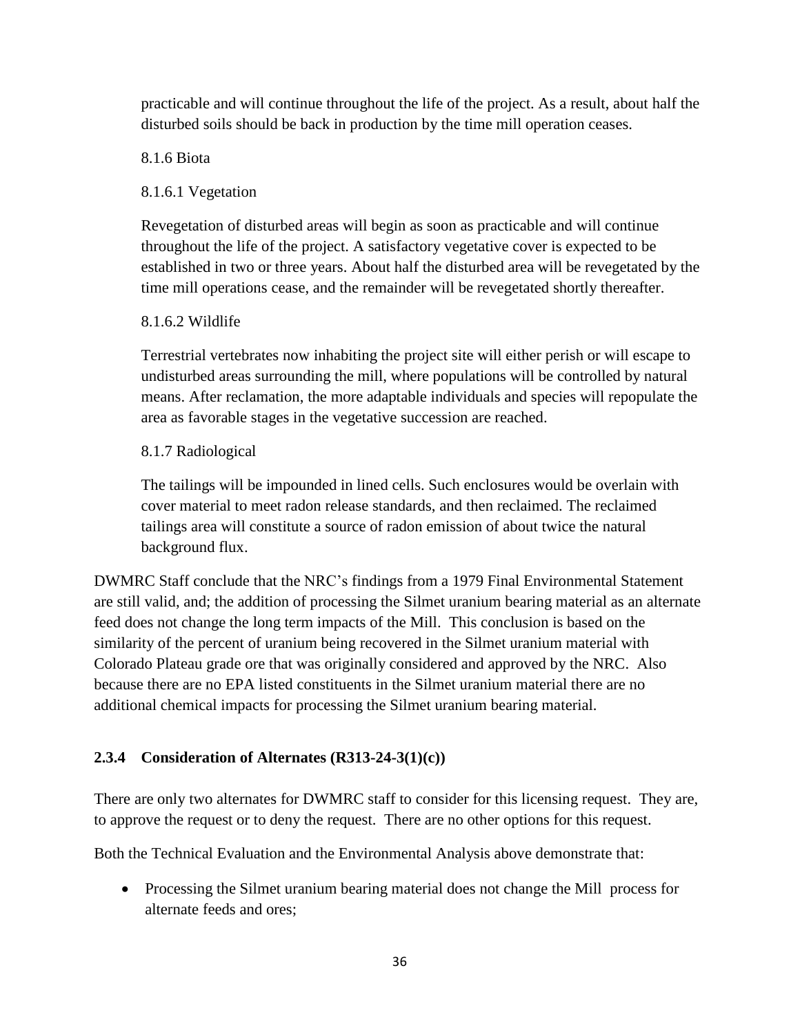practicable and will continue throughout the life of the project. As a result, about half the disturbed soils should be back in production by the time mill operation ceases.

8.1.6 Biota

8.1.6.1 Vegetation

Revegetation of disturbed areas will begin as soon as practicable and will continue throughout the life of the project. A satisfactory vegetative cover is expected to be established in two or three years. About half the disturbed area will be revegetated by the time mill operations cease, and the remainder will be revegetated shortly thereafter.

8.1.6.2 Wildlife

Terrestrial vertebrates now inhabiting the project site will either perish or will escape to undisturbed areas surrounding the mill, where populations will be controlled by natural means. After reclamation, the more adaptable individuals and species will repopulate the area as favorable stages in the vegetative succession are reached.

8.1.7 Radiological

The tailings will be impounded in lined cells. Such enclosures would be overlain with cover material to meet radon release standards, and then reclaimed. The reclaimed tailings area will constitute a source of radon emission of about twice the natural background flux.

DWMRC Staff conclude that the NRC's findings from a 1979 Final Environmental Statement are still valid, and; the addition of processing the Silmet uranium bearing material as an alternate feed does not change the long term impacts of the Mill. This conclusion is based on the similarity of the percent of uranium being recovered in the Silmet uranium material with Colorado Plateau grade ore that was originally considered and approved by the NRC. Also because there are no EPA listed constituents in the Silmet uranium material there are no additional chemical impacts for processing the Silmet uranium bearing material.

### 2.3.4 Consideration of Alternates (R313-24-3(1)(c))

There are only two alternates for DWMRC staff to consider for this licensing request. They are, to approve the request or to deny the request. There are no other options for this request.

Both the Technical Evaluation and the Environmental Analysis above demonstrate that:

- Processing the Silmet uranium bearing material does not change the Mill process for alternate feeds and ores;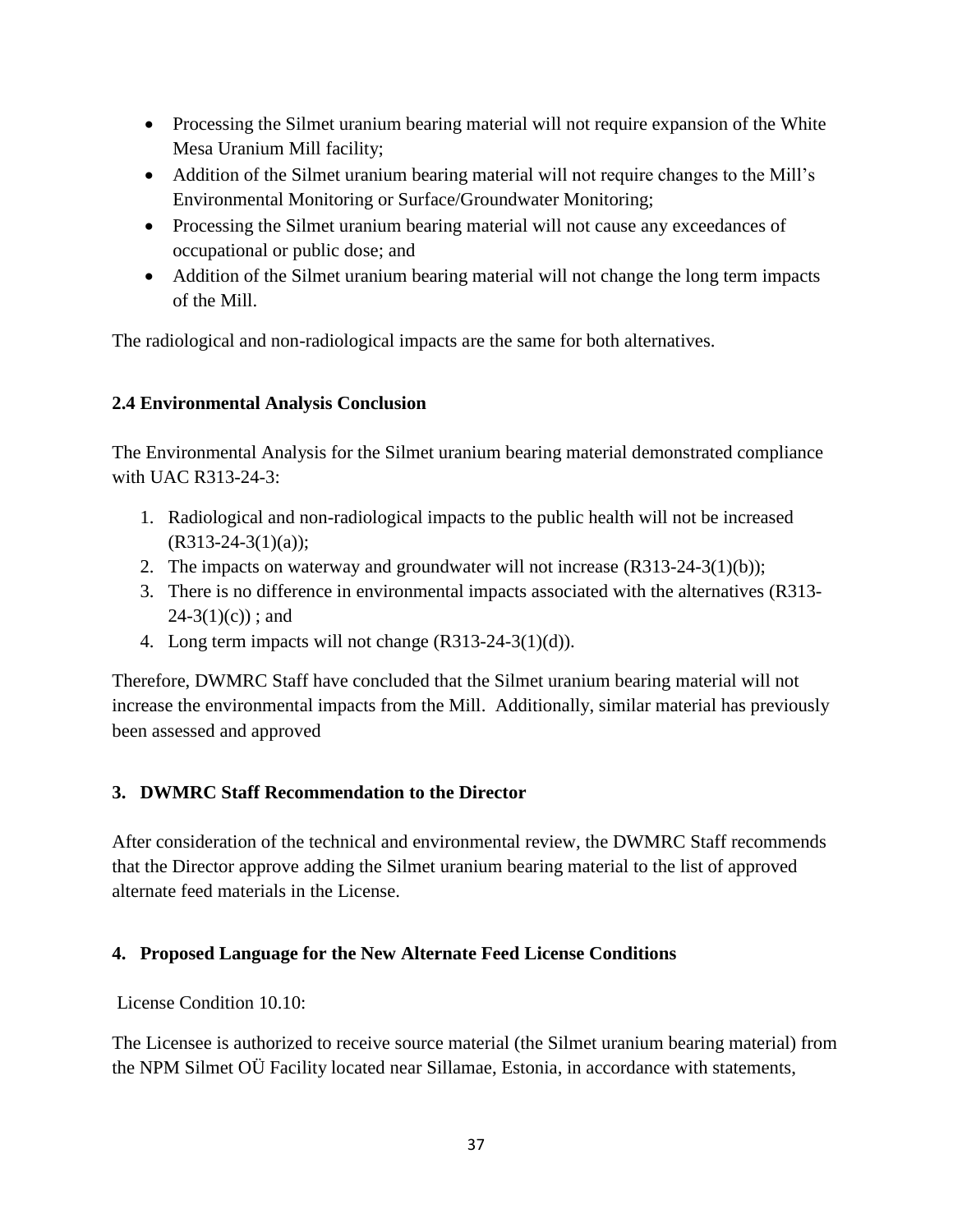- Processing the Silmet uranium bearing material will not require expansion of the White Mesa Uranium Mill facility;
- Addition of the Silmet uranium bearing material will not require changes to the Mill's Environmental Monitoring or Surface/Groundwater Monitoring;
- Processing the Silmet uranium bearing material will not cause any exceedances of occupational or public dose; and
- Addition of the Silmet uranium bearing material will not change the long term impacts of the Mill.

The radiological and non-radiological impacts are the same for both alternatives.

### 2.4 Environmental Analysis Conclusion

The Environmental Analysis for the Silmet uranium bearing material demonstrated compliance with UAC R313-24-3:

1. Radiological and non-radiological impacts to the public health will not be increased (R313-24-3(1)(a));
2. The impacts on waterway and groundwater will not increase (R313-24-3(1)(b));
3. There is no difference in environmental impacts associated with the alternatives (R313-24-3(1)(c)) ; and
4. Long term impacts will not change (R313-24-3(1)(d)).

Therefore, DWMRC Staff have concluded that the Silmet uranium bearing material will not increase the environmental impacts from the Mill. Additionally, similar material has previously been assessed and approved

## 3. DWMRC Staff Recommendation to the Director

After consideration of the technical and environmental review, the DWMRC Staff recommends that the Director approve adding the Silmet uranium bearing material to the list of approved alternate feed materials in the License.

## 4. Proposed Language for the New Alternate Feed License Conditions

License Condition 10.10:

The Licensee is authorized to receive source material (the Silmet uranium bearing material) from the NPM Silmet OÜ Facility located near Sillamae, Estonia, in accordance with statements,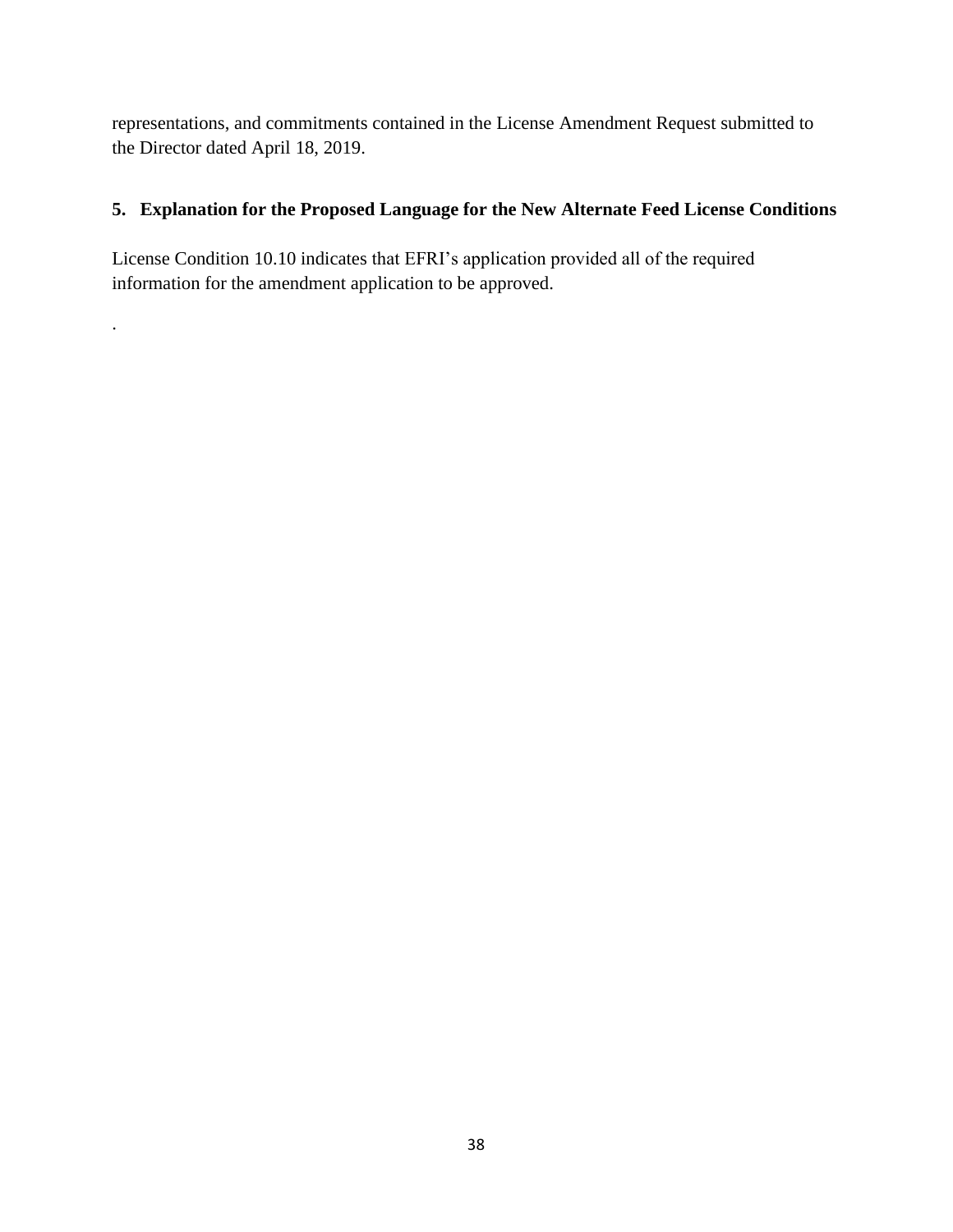representations, and commitments contained in the License Amendment Request submitted to the Director dated April 18, 2019.

## 5. Explanation for the Proposed Language for the New Alternate Feed License Conditions

License Condition 10.10 indicates that EFRI's application provided all of the required information for the amendment application to be approved.

.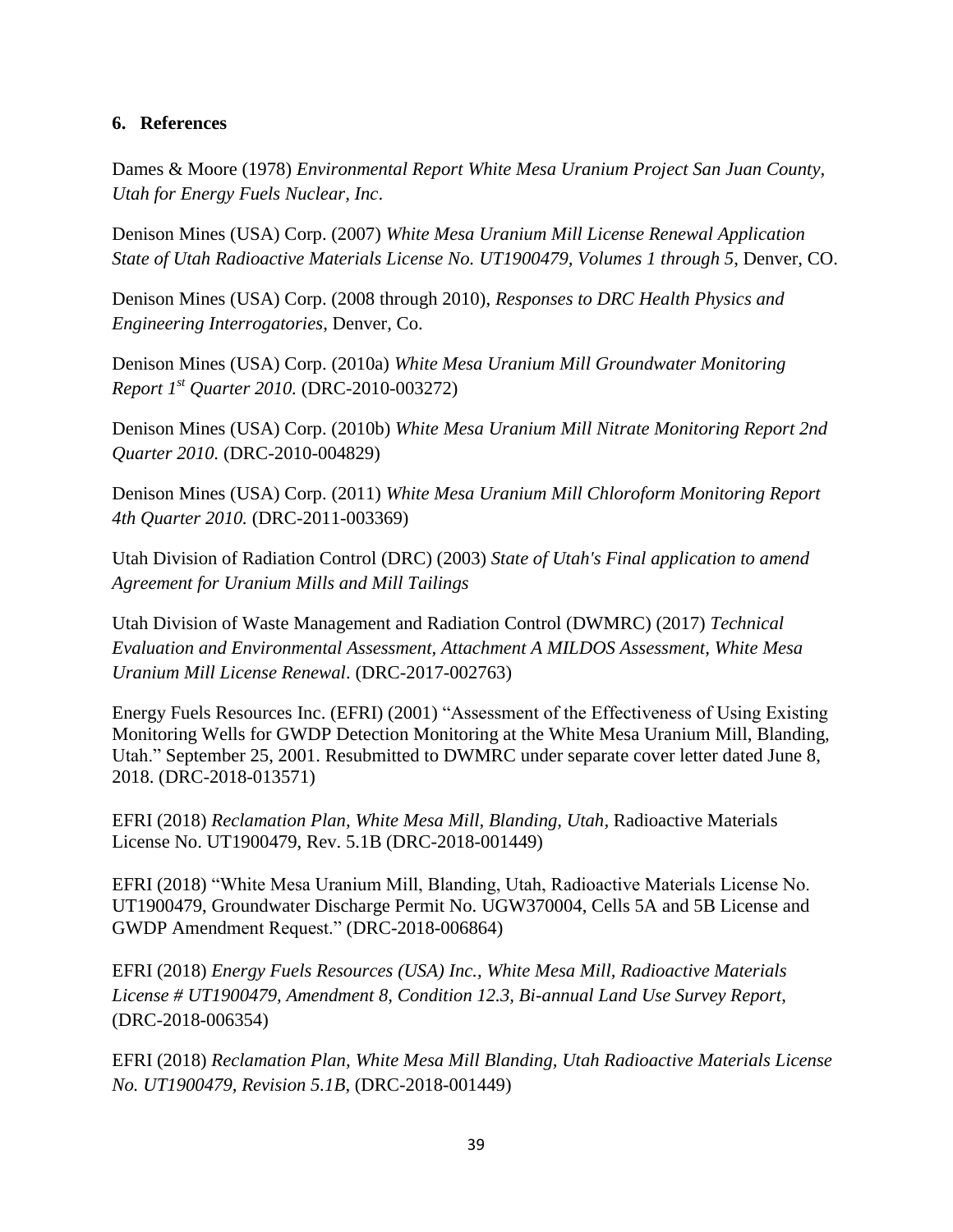## 6. References

Dames & Moore (1978) *Environmental Report White Mesa Uranium Project San Juan County, Utah for Energy Fuels Nuclear, Inc*.

Denison Mines (USA) Corp. (2007) *White Mesa Uranium Mill License Renewal Application State of Utah Radioactive Materials License No. UT1900479, Volumes 1 through 5*, Denver, CO.

Denison Mines (USA) Corp. (2008 through 2010), *Responses to DRC Health Physics and Engineering Interrogatories*, Denver, Co.

Denison Mines (USA) Corp. (2010a) *White Mesa Uranium Mill Groundwater Monitoring Report 1st Quarter 2010.* (DRC-2010-003272)

Denison Mines (USA) Corp. (2010b) *White Mesa Uranium Mill Nitrate Monitoring Report 2nd Quarter 2010.* (DRC-2010-004829)

Denison Mines (USA) Corp. (2011) *White Mesa Uranium Mill Chloroform Monitoring Report 4th Quarter 2010.* (DRC-2011-003369)

Utah Division of Radiation Control (DRC) (2003) *State of Utah's Final application to amend Agreement for Uranium Mills and Mill Tailings*

Utah Division of Waste Management and Radiation Control (DWMRC) (2017) *Technical Evaluation and Environmental Assessment, Attachment A MILDOS Assessment, White Mesa Uranium Mill License Renewal*. (DRC-2017-002763)

Energy Fuels Resources Inc. (EFRI) (2001) "Assessment of the Effectiveness of Using Existing Monitoring Wells for GWDP Detection Monitoring at the White Mesa Uranium Mill, Blanding, Utah." September 25, 2001. Resubmitted to DWMRC under separate cover letter dated June 8, 2018. (DRC-2018-013571)

EFRI (2018) *Reclamation Plan, White Mesa Mill, Blanding, Utah*, Radioactive Materials License No. UT1900479, Rev. 5.1B (DRC-2018-001449)

EFRI (2018) "White Mesa Uranium Mill, Blanding, Utah, Radioactive Materials License No. UT1900479, Groundwater Discharge Permit No. UGW370004, Cells 5A and 5B License and GWDP Amendment Request." (DRC-2018-006864)

EFRI (2018) *Energy Fuels Resources (USA) Inc., White Mesa Mill, Radioactive Materials License # UT1900479, Amendment 8, Condition 12.3, Bi-annual Land Use Survey Report*, (DRC-2018-006354)

EFRI (2018) *Reclamation Plan, White Mesa Mill Blanding, Utah Radioactive Materials License No. UT1900479, Revision 5.1B*, (DRC-2018-001449)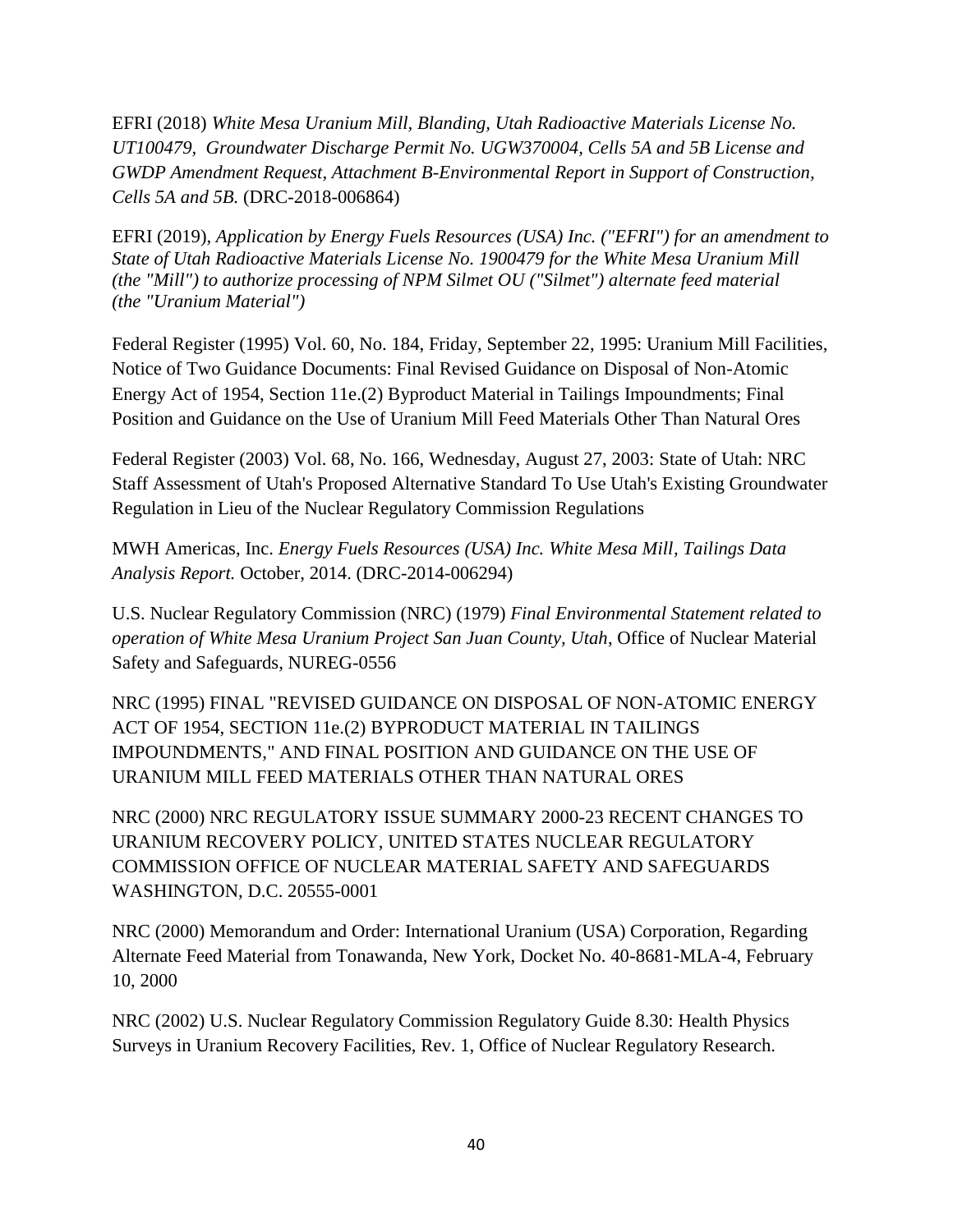EFRI (2018) *White Mesa Uranium Mill, Blanding, Utah Radioactive Materials License No. UT100479, Groundwater Discharge Permit No. UGW370004, Cells 5A and 5B License and GWDP Amendment Request, Attachment B-Environmental Report in Support of Construction, Cells 5A and 5B.* (DRC-2018-006864)

EFRI (2019), *Application by Energy Fuels Resources (USA) Inc. ("EFRI") for an amendment to State of Utah Radioactive Materials License No. 1900479 for the White Mesa Uranium Mill (the "Mill") to authorize processing of NPM Silmet OU ("Silmet") alternate feed material (the "Uranium Material")*

Federal Register (1995) Vol. 60, No. 184, Friday, September 22, 1995: Uranium Mill Facilities, Notice of Two Guidance Documents: Final Revised Guidance on Disposal of Non-Atomic Energy Act of 1954, Section 11e.(2) Byproduct Material in Tailings Impoundments; Final Position and Guidance on the Use of Uranium Mill Feed Materials Other Than Natural Ores

Federal Register (2003) Vol. 68, No. 166, Wednesday, August 27, 2003: State of Utah: NRC Staff Assessment of Utah's Proposed Alternative Standard To Use Utah's Existing Groundwater Regulation in Lieu of the Nuclear Regulatory Commission Regulations

MWH Americas, Inc. *Energy Fuels Resources (USA) Inc. White Mesa Mill, Tailings Data Analysis Report.* October, 2014. (DRC-2014-006294)

U.S. Nuclear Regulatory Commission (NRC) (1979) *Final Environmental Statement related to operation of White Mesa Uranium Project San Juan County, Utah*, Office of Nuclear Material Safety and Safeguards, NUREG-0556

NRC (1995) FINAL "REVISED GUIDANCE ON DISPOSAL OF NON-ATOMIC ENERGY ACT OF 1954, SECTION 11e.(2) BYPRODUCT MATERIAL IN TAILINGS IMPOUNDMENTS," AND FINAL POSITION AND GUIDANCE ON THE USE OF URANIUM MILL FEED MATERIALS OTHER THAN NATURAL ORES

NRC (2000) NRC REGULATORY ISSUE SUMMARY 2000-23 RECENT CHANGES TO URANIUM RECOVERY POLICY, UNITED STATES NUCLEAR REGULATORY COMMISSION OFFICE OF NUCLEAR MATERIAL SAFETY AND SAFEGUARDS WASHINGTON, D.C. 20555-0001

NRC (2000) Memorandum and Order: International Uranium (USA) Corporation, Regarding Alternate Feed Material from Tonawanda, New York, Docket No. 40-8681-MLA-4, February 10, 2000

NRC (2002) U.S. Nuclear Regulatory Commission Regulatory Guide 8.30: Health Physics Surveys in Uranium Recovery Facilities, Rev. 1, Office of Nuclear Regulatory Research.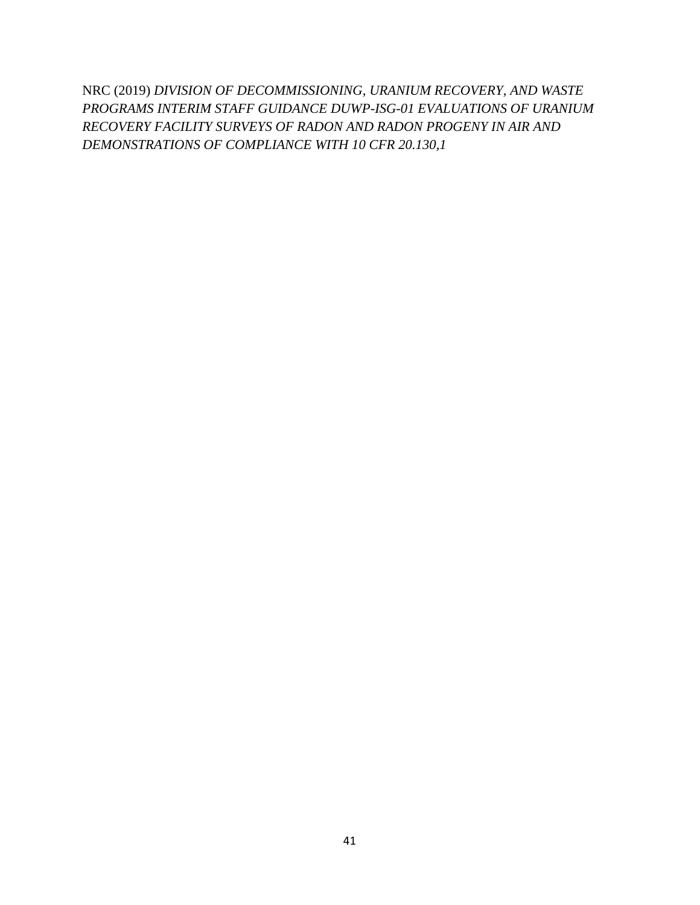NRC (2019) *DIVISION OF DECOMMISSIONING, URANIUM RECOVERY, AND WASTE PROGRAMS INTERIM STAFF GUIDANCE DUWP-ISG-01 EVALUATIONS OF URANIUM RECOVERY FACILITY SURVEYS OF RADON AND RADON PROGENY IN AIR AND DEMONSTRATIONS OF COMPLIANCE WITH 10 CFR 20.130,1*